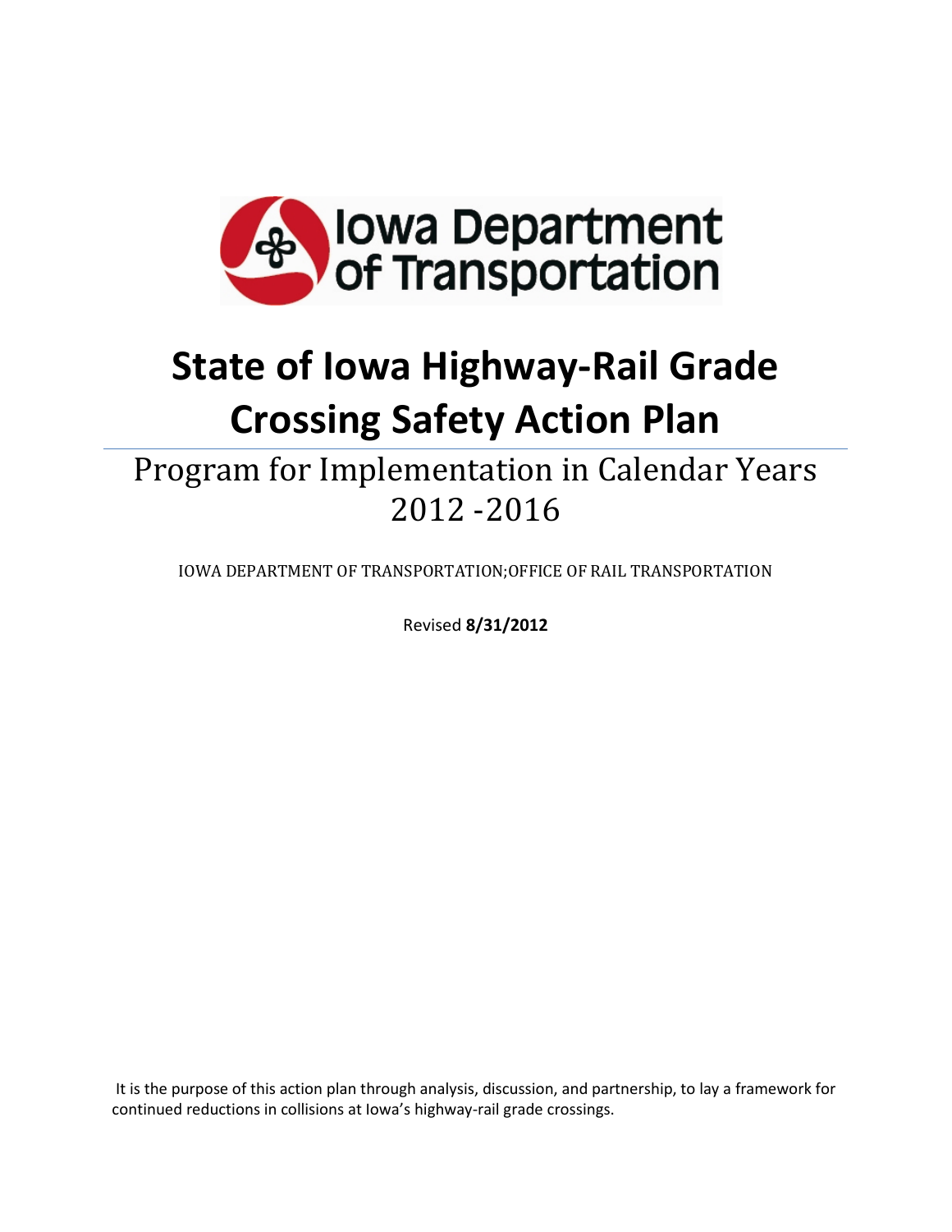Iowa Department of Transportation

# State of Iowa Highway-Rail Grade Crossing Safety Action Plan

## Program for Implementation in Calendar Years 2012 -2016

IOWA DEPARTMENT OF TRANSPORTATION;OFFICE OF RAIL TRANSPORTATION

Revised **8/31/2012**

It is the purpose of this action plan through analysis, discussion, and partnership, to lay a framework for continued reductions in collisions at Iowa's highway-rail grade crossings.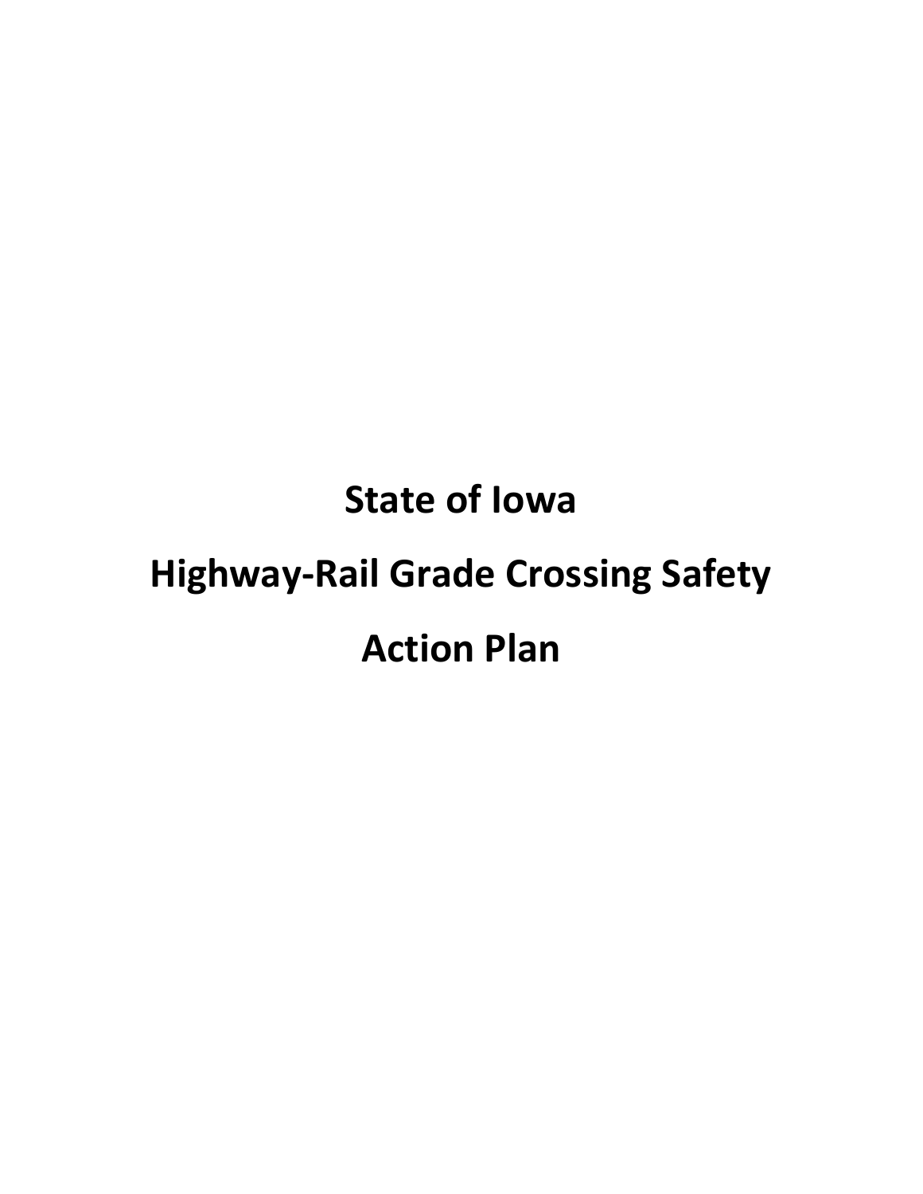# State of Iowa

# Highway-Rail Grade Crossing Safety

# Action Plan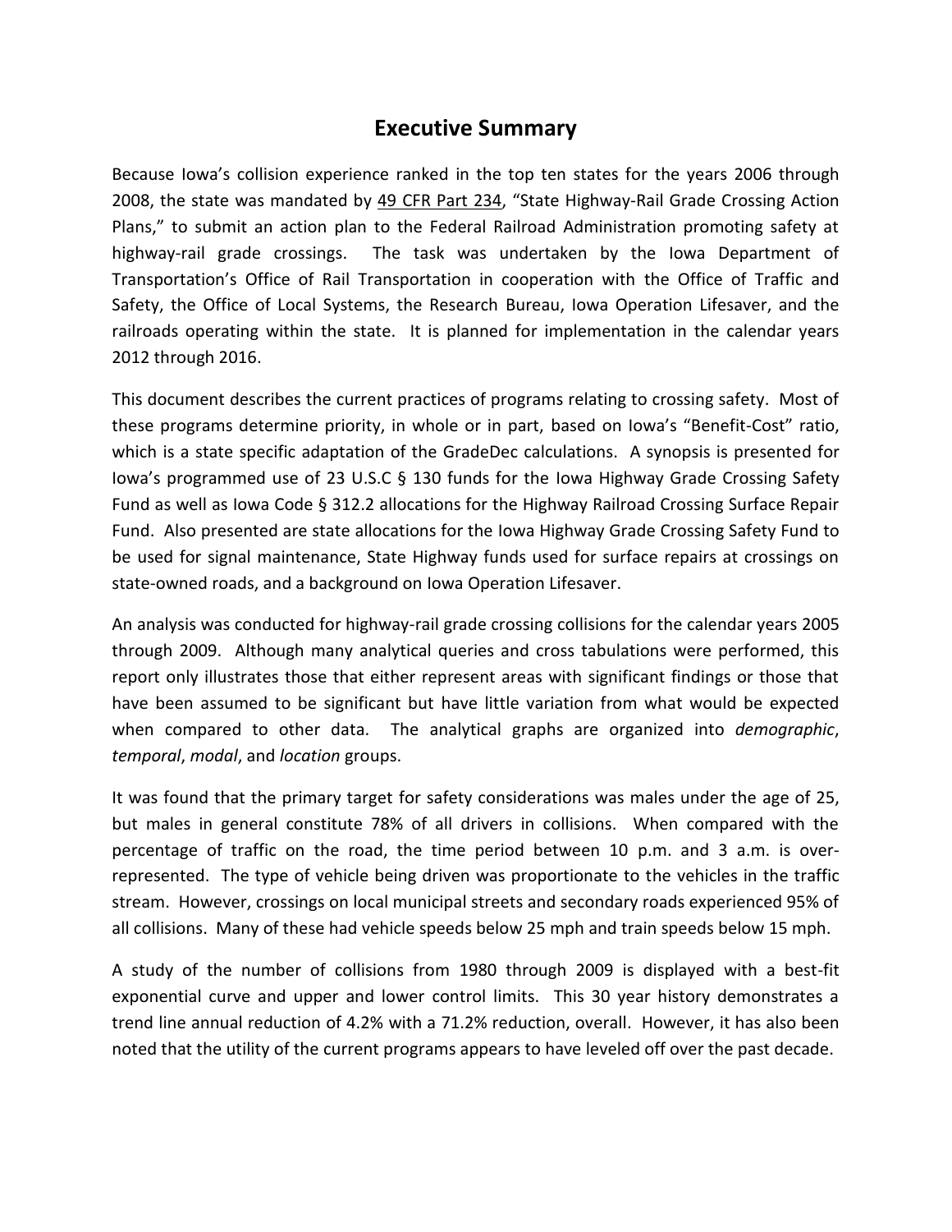# Executive Summary

Because Iowa's collision experience ranked in the top ten states for the years 2006 through 2008, the state was mandated by 49 CFR Part 234, "State Highway-Rail Grade Crossing Action Plans," to submit an action plan to the Federal Railroad Administration promoting safety at highway-rail grade crossings. The task was undertaken by the Iowa Department of Transportation's Office of Rail Transportation in cooperation with the Office of Traffic and Safety, the Office of Local Systems, the Research Bureau, Iowa Operation Lifesaver, and the railroads operating within the state. It is planned for implementation in the calendar years 2012 through 2016.

This document describes the current practices of programs relating to crossing safety. Most of these programs determine priority, in whole or in part, based on Iowa's "Benefit-Cost" ratio, which is a state specific adaptation of the GradeDec calculations. A synopsis is presented for Iowa's programmed use of 23 U.S.C § 130 funds for the Iowa Highway Grade Crossing Safety Fund as well as Iowa Code § 312.2 allocations for the Highway Railroad Crossing Surface Repair Fund. Also presented are state allocations for the Iowa Highway Grade Crossing Safety Fund to be used for signal maintenance, State Highway funds used for surface repairs at crossings on state-owned roads, and a background on Iowa Operation Lifesaver.

An analysis was conducted for highway-rail grade crossing collisions for the calendar years 2005 through 2009. Although many analytical queries and cross tabulations were performed, this report only illustrates those that either represent areas with significant findings or those that have been assumed to be significant but have little variation from what would be expected when compared to other data. The analytical graphs are organized into *demographic*, *temporal*, *modal*, and *location* groups.

It was found that the primary target for safety considerations was males under the age of 25, but males in general constitute 78% of all drivers in collisions. When compared with the percentage of traffic on the road, the time period between 10 p.m. and 3 a.m. is over-represented. The type of vehicle being driven was proportionate to the vehicles in the traffic stream. However, crossings on local municipal streets and secondary roads experienced 95% of all collisions. Many of these had vehicle speeds below 25 mph and train speeds below 15 mph.

A study of the number of collisions from 1980 through 2009 is displayed with a best-fit exponential curve and upper and lower control limits. This 30 year history demonstrates a trend line annual reduction of 4.2% with a 71.2% reduction, overall. However, it has also been noted that the utility of the current programs appears to have leveled off over the past decade.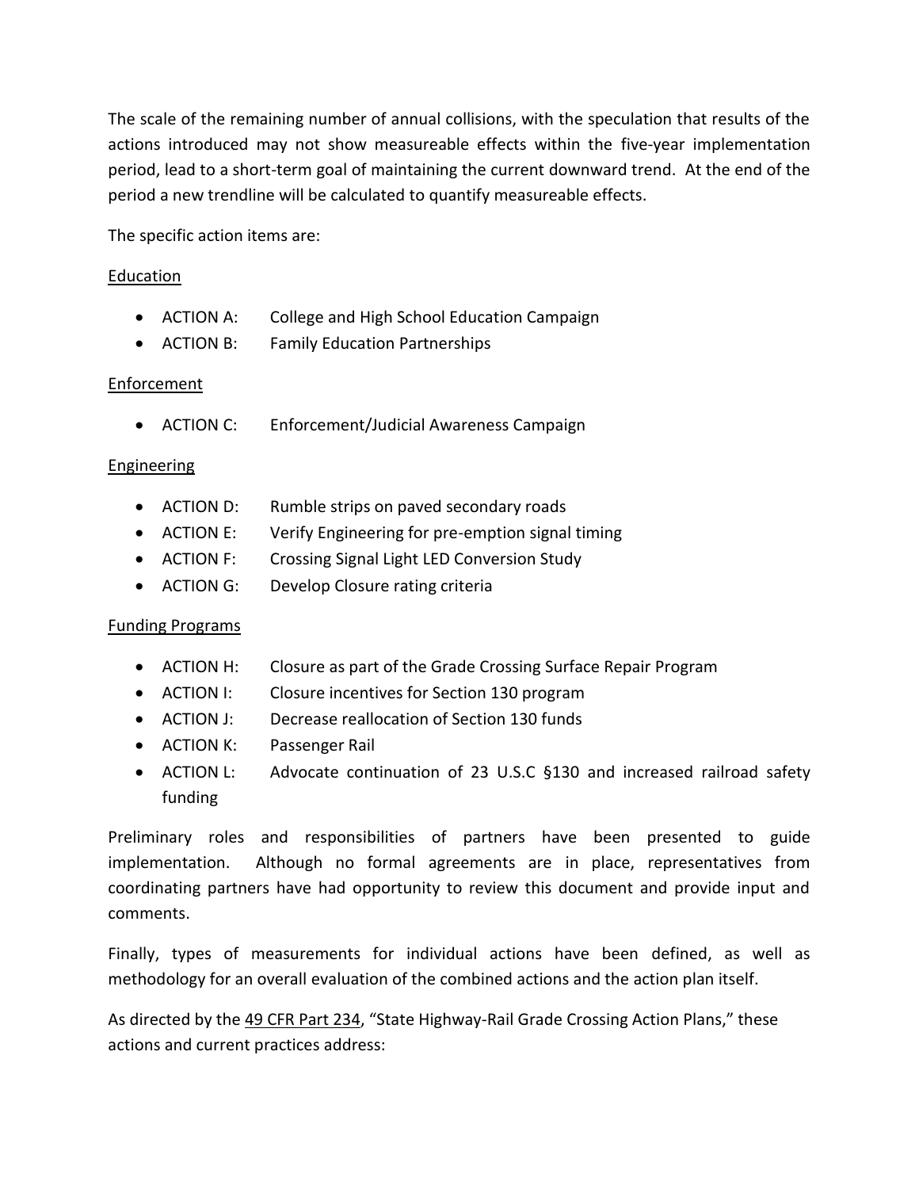The scale of the remaining number of annual collisions, with the speculation that results of the actions introduced may not show measureable effects within the five-year implementation period, lead to a short-term goal of maintaining the current downward trend. At the end of the period a new trendline will be calculated to quantify measureable effects.

The specific action items are:

<u>Education</u>

- ACTION A: College and High School Education Campaign
- ACTION B: Family Education Partnerships

<u>Enforcement</u>

- ACTION C: Enforcement/Judicial Awareness Campaign

<u>Engineering</u>

- ACTION D: Rumble strips on paved secondary roads
- ACTION E: Verify Engineering for pre-emption signal timing
- ACTION F: Crossing Signal Light LED Conversion Study
- ACTION G: Develop Closure rating criteria

<u>Funding Programs</u>

- ACTION H: Closure as part of the Grade Crossing Surface Repair Program
- ACTION I: Closure incentives for Section 130 program
- ACTION J: Decrease reallocation of Section 130 funds
- ACTION K: Passenger Rail
- ACTION L: Advocate continuation of 23 U.S.C §130 and increased railroad safety funding

Preliminary roles and responsibilities of partners have been presented to guide implementation. Although no formal agreements are in place, representatives from coordinating partners have had opportunity to review this document and provide input and comments.

Finally, types of measurements for individual actions have been defined, as well as methodology for an overall evaluation of the combined actions and the action plan itself.

As directed by the <u>49 CFR Part 234</u>, "State Highway-Rail Grade Crossing Action Plans," these actions and current practices address: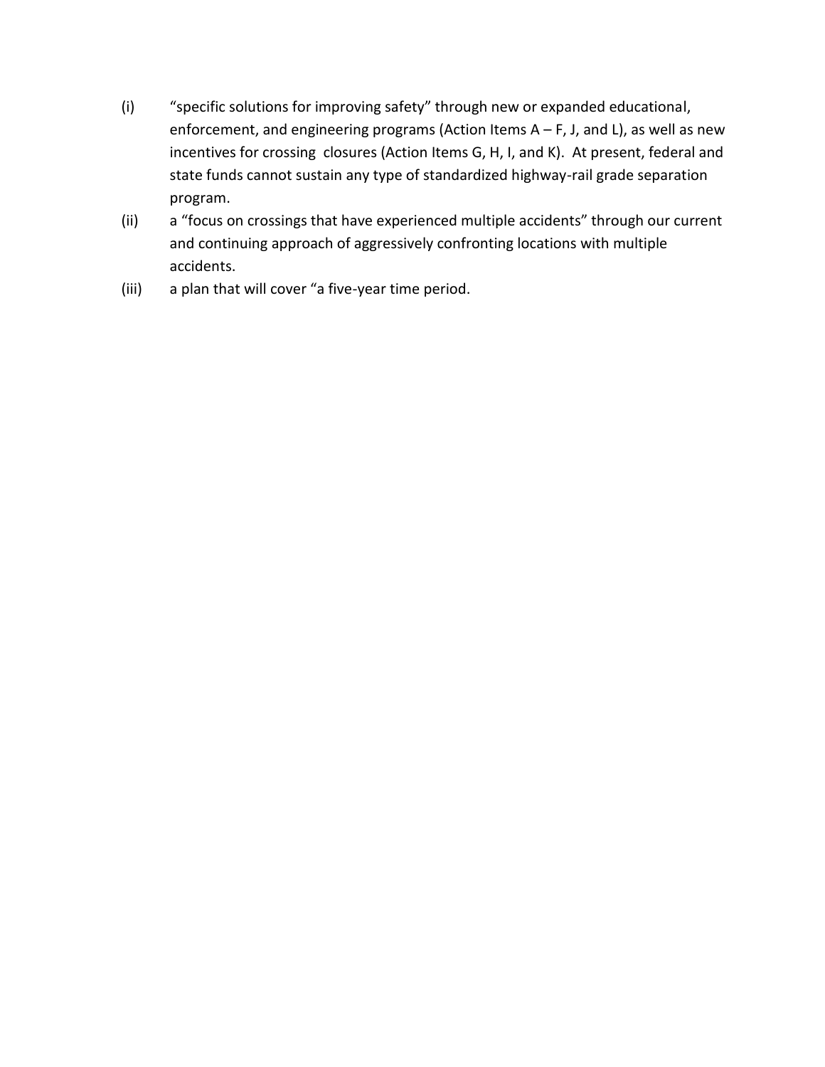(i) "specific solutions for improving safety" through new or expanded educational, enforcement, and engineering programs (Action Items A – F, J, and L), as well as new incentives for crossing closures (Action Items G, H, I, and K). At present, federal and state funds cannot sustain any type of standardized highway-rail grade separation program.

(ii) a "focus on crossings that have experienced multiple accidents" through our current and continuing approach of aggressively confronting locations with multiple accidents.

(iii) a plan that will cover "a five-year time period.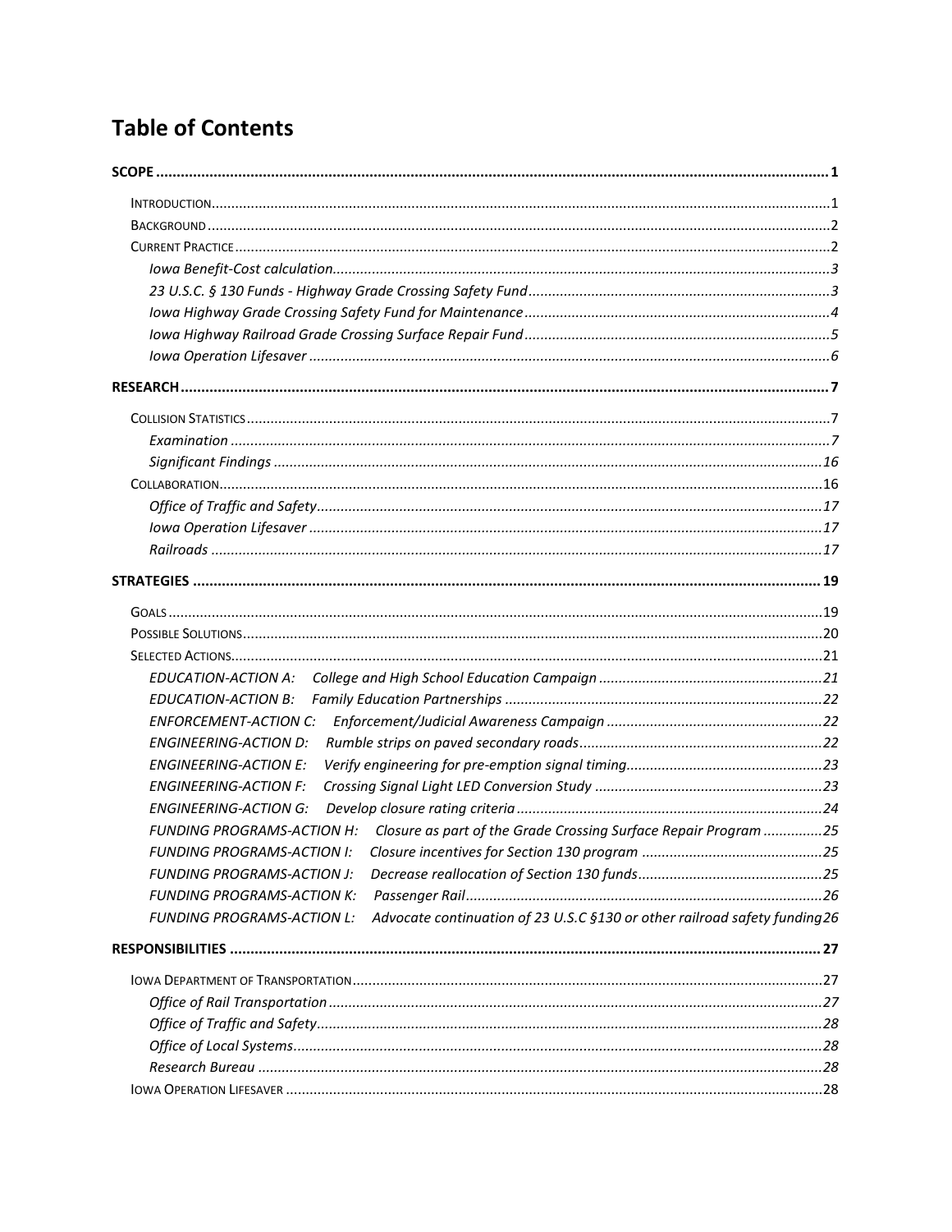# Table of Contents

**SCOPE** ..... **1**

- INTRODUCTION ..... 1
- BACKGROUND ..... 2
- CURRENT PRACTICE ..... 2
  - *Iowa Benefit-Cost calculation* ..... 3
  - *23 U.S.C. § 130 Funds - Highway Grade Crossing Safety Fund* ..... 3
  - *Iowa Highway Grade Crossing Safety Fund for Maintenance* ..... 4
  - *Iowa Highway Railroad Grade Crossing Surface Repair Fund* ..... 5
  - *Iowa Operation Lifesaver* ..... 6

**RESEARCH** ..... **7**

- COLLISION STATISTICS ..... 7
  - *Examination* ..... 7
  - *Significant Findings* ..... 16
- COLLABORATION ..... 16
  - *Office of Traffic and Safety* ..... 17
  - *Iowa Operation Lifesaver* ..... 17
  - *Railroads* ..... 17

**STRATEGIES** ..... **19**

- GOALS ..... 19
- POSSIBLE SOLUTIONS ..... 20
- SELECTED ACTIONS ..... 21
  - *EDUCATION-ACTION A: College and High School Education Campaign* ..... 21
  - *EDUCATION-ACTION B: Family Education Partnerships* ..... 22
  - *ENFORCEMENT-ACTION C: Enforcement/Judicial Awareness Campaign* ..... 22
  - *ENGINEERING-ACTION D: Rumble strips on paved secondary roads* ..... 22
  - *ENGINEERING-ACTION E: Verify engineering for pre-emption signal timing* ..... 23
  - *ENGINEERING-ACTION F: Crossing Signal Light LED Conversion Study* ..... 23
  - *ENGINEERING-ACTION G: Develop closure rating criteria* ..... 24
  - *FUNDING PROGRAMS-ACTION H: Closure as part of the Grade Crossing Surface Repair Program* ..... 25
  - *FUNDING PROGRAMS-ACTION I: Closure incentives for Section 130 program* ..... 25
  - *FUNDING PROGRAMS-ACTION J: Decrease reallocation of Section 130 funds* ..... 25
  - *FUNDING PROGRAMS-ACTION K: Passenger Rail* ..... 26
  - *FUNDING PROGRAMS-ACTION L: Advocate continuation of 23 U.S.C §130 or other railroad safety funding* ..... 26

**RESPONSIBILITIES** ..... **27**

- IOWA DEPARTMENT OF TRANSPORTATION ..... 27
  - *Office of Rail Transportation* ..... 27
  - *Office of Traffic and Safety* ..... 28
  - *Office of Local Systems* ..... 28
  - *Research Bureau* ..... 28
- IOWA OPERATION LIFESAVER ..... 28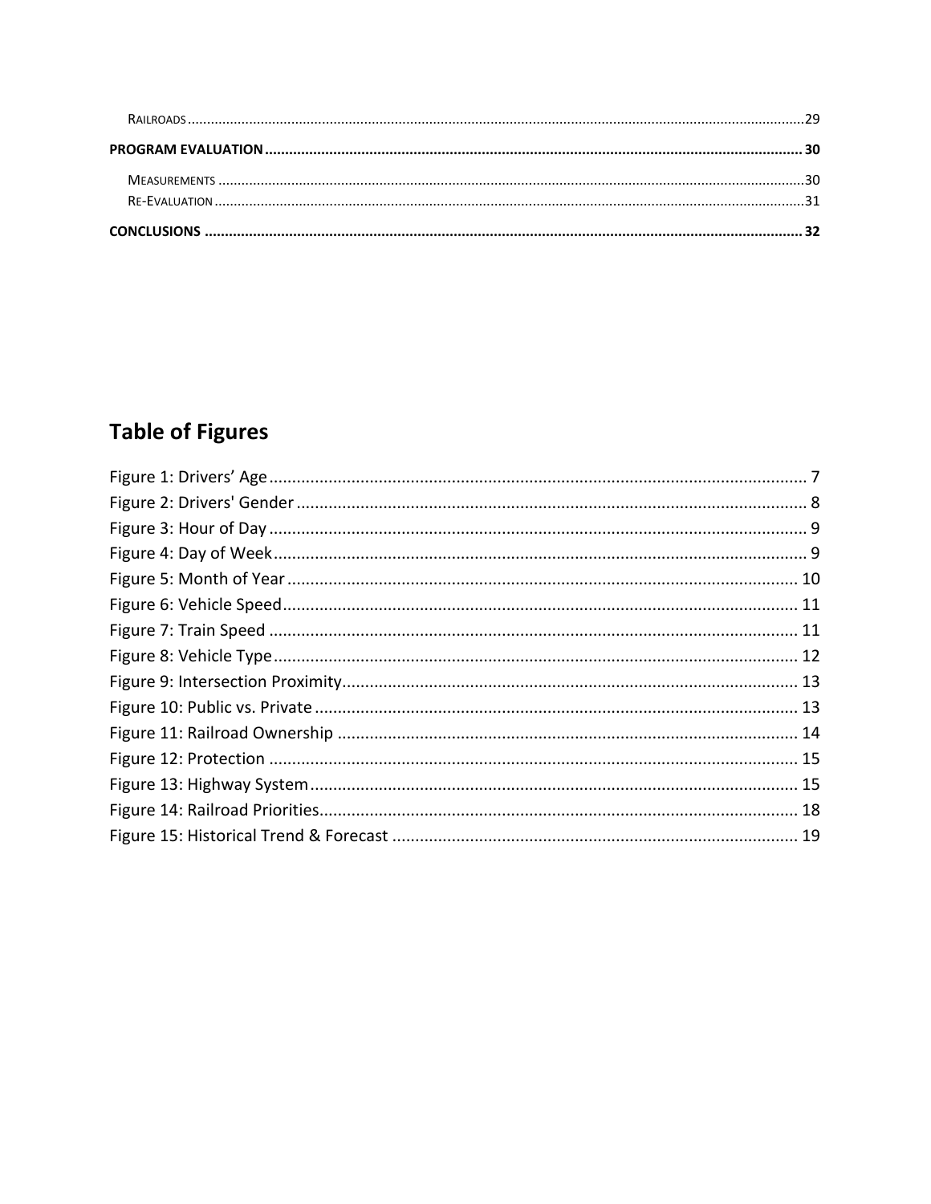Railroads .......... 29

**PROGRAM EVALUATION .......... 30**

Measurements .......... 30

Re-Evaluation .......... 31

**CONCLUSIONS .......... 32**

## Table of Figures

Figure 1: Drivers' Age .......... 7
Figure 2: Drivers' Gender .......... 8
Figure 3: Hour of Day .......... 9
Figure 4: Day of Week .......... 9
Figure 5: Month of Year .......... 10
Figure 6: Vehicle Speed .......... 11
Figure 7: Train Speed .......... 11
Figure 8: Vehicle Type .......... 12
Figure 9: Intersection Proximity .......... 13
Figure 10: Public vs. Private .......... 13
Figure 11: Railroad Ownership .......... 14
Figure 12: Protection .......... 15
Figure 13: Highway System .......... 15
Figure 14: Railroad Priorities .......... 18
Figure 15: Historical Trend & Forecast .......... 19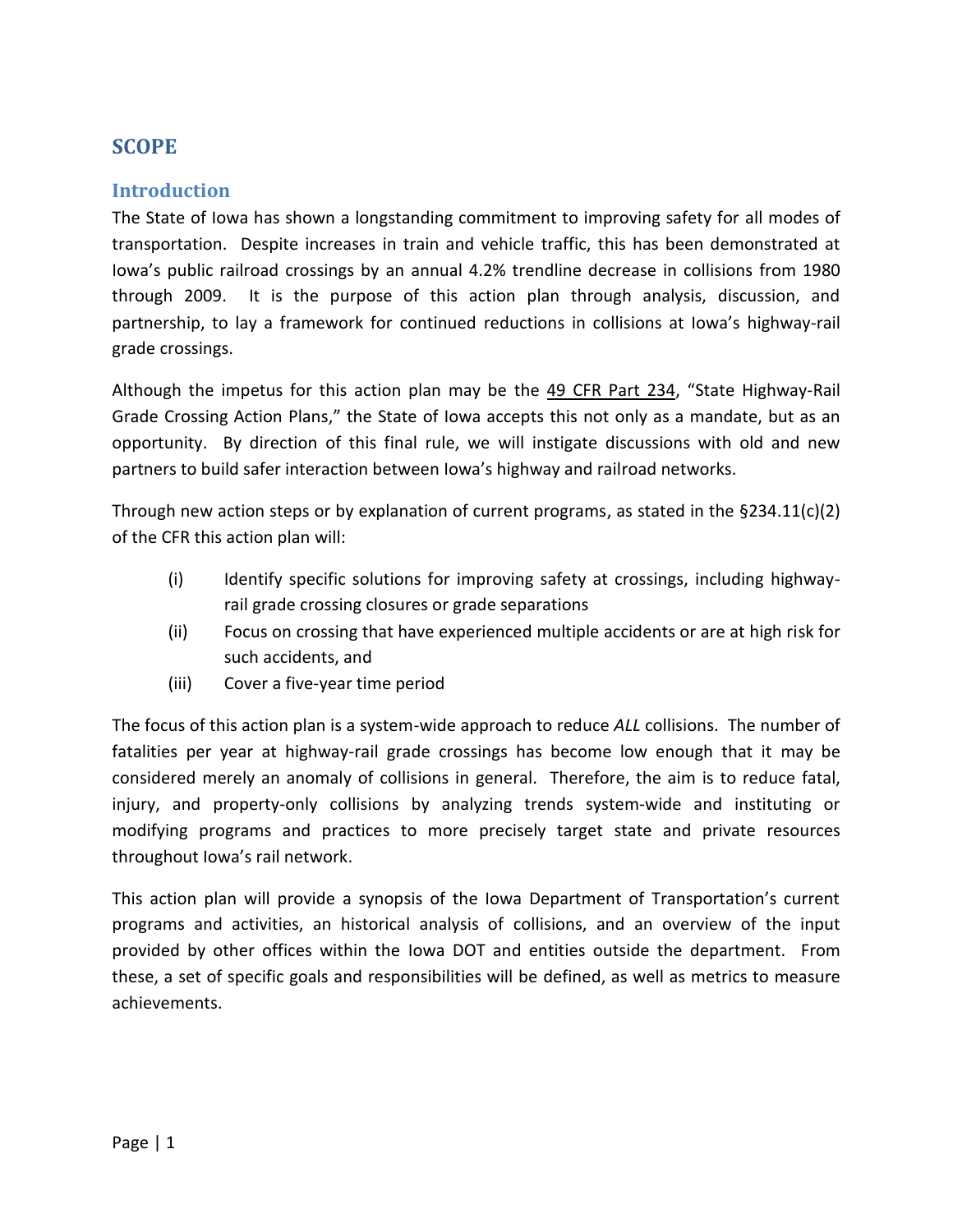# SCOPE

## Introduction

The State of Iowa has shown a longstanding commitment to improving safety for all modes of transportation. Despite increases in train and vehicle traffic, this has been demonstrated at Iowa's public railroad crossings by an annual 4.2% trendline decrease in collisions from 1980 through 2009. It is the purpose of this action plan through analysis, discussion, and partnership, to lay a framework for continued reductions in collisions at Iowa's highway-rail grade crossings.

Although the impetus for this action plan may be the 49 CFR Part 234, "State Highway-Rail Grade Crossing Action Plans," the State of Iowa accepts this not only as a mandate, but as an opportunity. By direction of this final rule, we will instigate discussions with old and new partners to build safer interaction between Iowa's highway and railroad networks.

Through new action steps or by explanation of current programs, as stated in the §234.11(c)(2) of the CFR this action plan will:

- (i) Identify specific solutions for improving safety at crossings, including highway-rail grade crossing closures or grade separations
- (ii) Focus on crossing that have experienced multiple accidents or are at high risk for such accidents, and
- (iii) Cover a five-year time period

The focus of this action plan is a system-wide approach to reduce *ALL* collisions. The number of fatalities per year at highway-rail grade crossings has become low enough that it may be considered merely an anomaly of collisions in general. Therefore, the aim is to reduce fatal, injury, and property-only collisions by analyzing trends system-wide and instituting or modifying programs and practices to more precisely target state and private resources throughout Iowa's rail network.

This action plan will provide a synopsis of the Iowa Department of Transportation's current programs and activities, an historical analysis of collisions, and an overview of the input provided by other offices within the Iowa DOT and entities outside the department. From these, a set of specific goals and responsibilities will be defined, as well as metrics to measure achievements.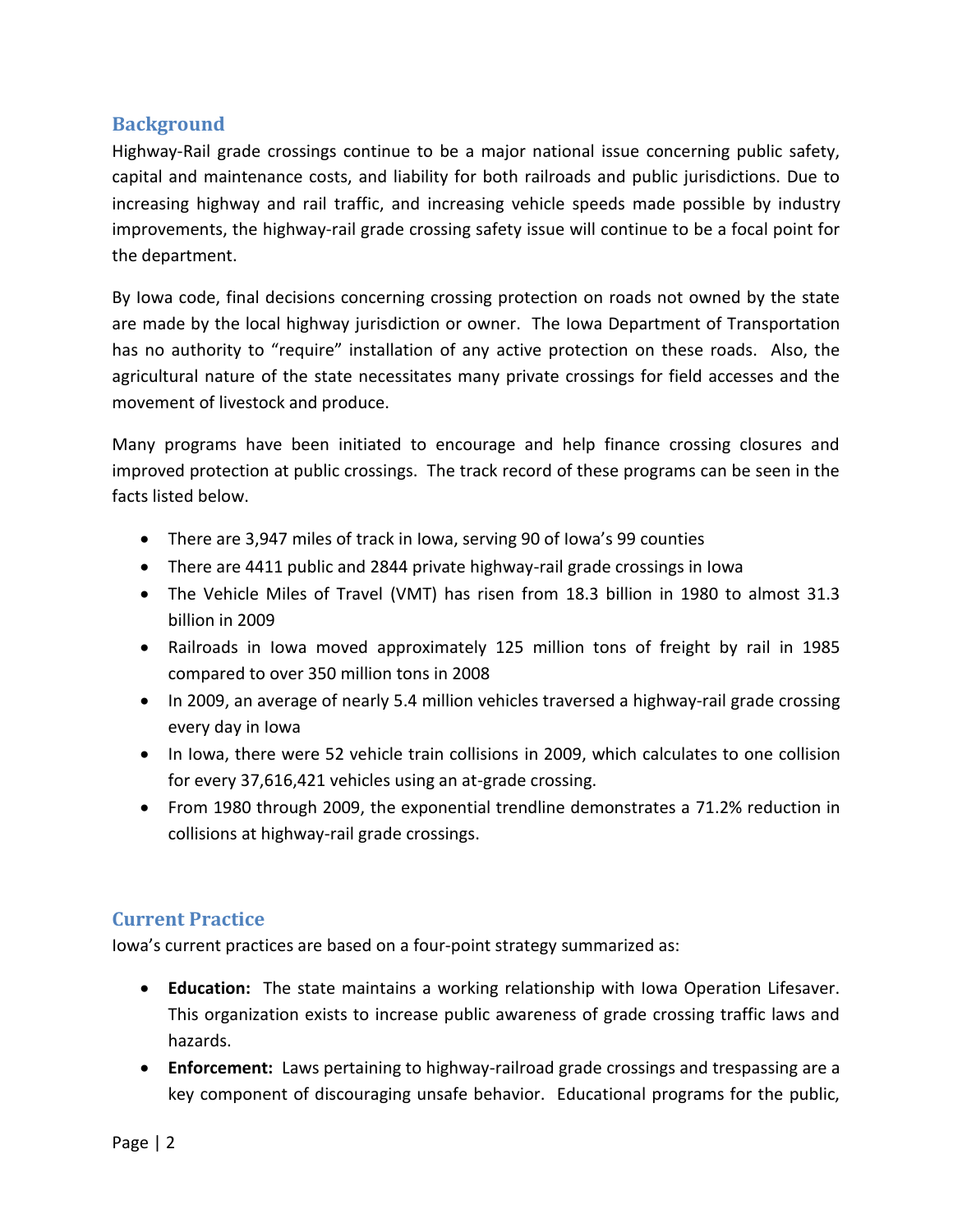## Background

Highway-Rail grade crossings continue to be a major national issue concerning public safety, capital and maintenance costs, and liability for both railroads and public jurisdictions. Due to increasing highway and rail traffic, and increasing vehicle speeds made possible by industry improvements, the highway-rail grade crossing safety issue will continue to be a focal point for the department.

By Iowa code, final decisions concerning crossing protection on roads not owned by the state are made by the local highway jurisdiction or owner. The Iowa Department of Transportation has no authority to "require" installation of any active protection on these roads. Also, the agricultural nature of the state necessitates many private crossings for field accesses and the movement of livestock and produce.

Many programs have been initiated to encourage and help finance crossing closures and improved protection at public crossings. The track record of these programs can be seen in the facts listed below.

- There are 3,947 miles of track in Iowa, serving 90 of Iowa's 99 counties
- There are 4411 public and 2844 private highway-rail grade crossings in Iowa
- The Vehicle Miles of Travel (VMT) has risen from 18.3 billion in 1980 to almost 31.3 billion in 2009
- Railroads in Iowa moved approximately 125 million tons of freight by rail in 1985 compared to over 350 million tons in 2008
- In 2009, an average of nearly 5.4 million vehicles traversed a highway-rail grade crossing every day in Iowa
- In Iowa, there were 52 vehicle train collisions in 2009, which calculates to one collision for every 37,616,421 vehicles using an at-grade crossing.
- From 1980 through 2009, the exponential trendline demonstrates a 71.2% reduction in collisions at highway-rail grade crossings.

## Current Practice

Iowa's current practices are based on a four-point strategy summarized as:

- **Education:** The state maintains a working relationship with Iowa Operation Lifesaver. This organization exists to increase public awareness of grade crossing traffic laws and hazards.
- **Enforcement:** Laws pertaining to highway-railroad grade crossings and trespassing are a key component of discouraging unsafe behavior. Educational programs for the public,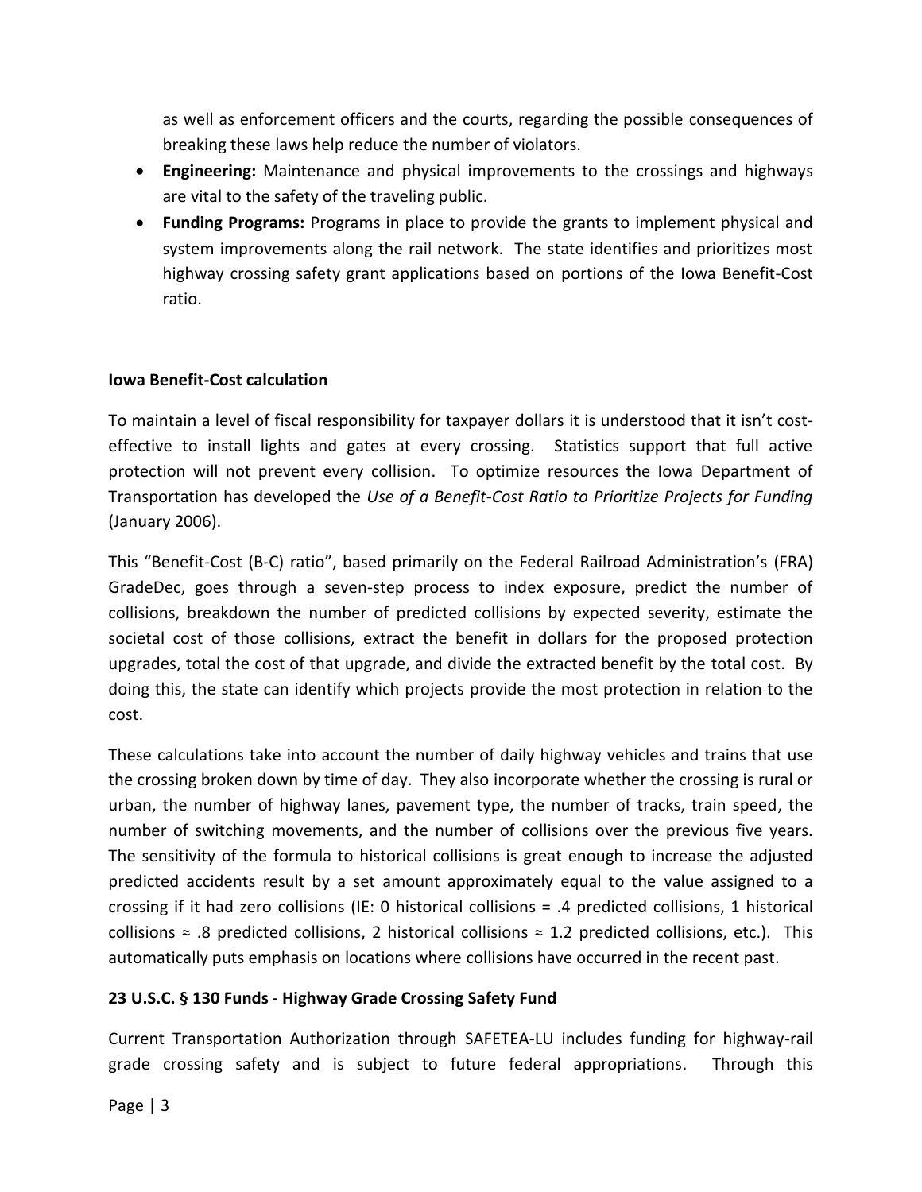as well as enforcement officers and the courts, regarding the possible consequences of breaking these laws help reduce the number of violators.

- **Engineering:** Maintenance and physical improvements to the crossings and highways are vital to the safety of the traveling public.
- **Funding Programs:** Programs in place to provide the grants to implement physical and system improvements along the rail network. The state identifies and prioritizes most highway crossing safety grant applications based on portions of the Iowa Benefit-Cost ratio.

**Iowa Benefit-Cost calculation**

To maintain a level of fiscal responsibility for taxpayer dollars it is understood that it isn't cost-effective to install lights and gates at every crossing. Statistics support that full active protection will not prevent every collision. To optimize resources the Iowa Department of Transportation has developed the *Use of a Benefit-Cost Ratio to Prioritize Projects for Funding* (January 2006).

This "Benefit-Cost (B-C) ratio", based primarily on the Federal Railroad Administration's (FRA) GradeDec, goes through a seven-step process to index exposure, predict the number of collisions, breakdown the number of predicted collisions by expected severity, estimate the societal cost of those collisions, extract the benefit in dollars for the proposed protection upgrades, total the cost of that upgrade, and divide the extracted benefit by the total cost. By doing this, the state can identify which projects provide the most protection in relation to the cost.

These calculations take into account the number of daily highway vehicles and trains that use the crossing broken down by time of day. They also incorporate whether the crossing is rural or urban, the number of highway lanes, pavement type, the number of tracks, train speed, the number of switching movements, and the number of collisions over the previous five years. The sensitivity of the formula to historical collisions is great enough to increase the adjusted predicted accidents result by a set amount approximately equal to the value assigned to a crossing if it had zero collisions (IE: 0 historical collisions = .4 predicted collisions, 1 historical collisions ≈ .8 predicted collisions, 2 historical collisions ≈ 1.2 predicted collisions, etc.). This automatically puts emphasis on locations where collisions have occurred in the recent past.

**23 U.S.C. § 130 Funds - Highway Grade Crossing Safety Fund**

Current Transportation Authorization through SAFETEA-LU includes funding for highway-rail grade crossing safety and is subject to future federal appropriations. Through this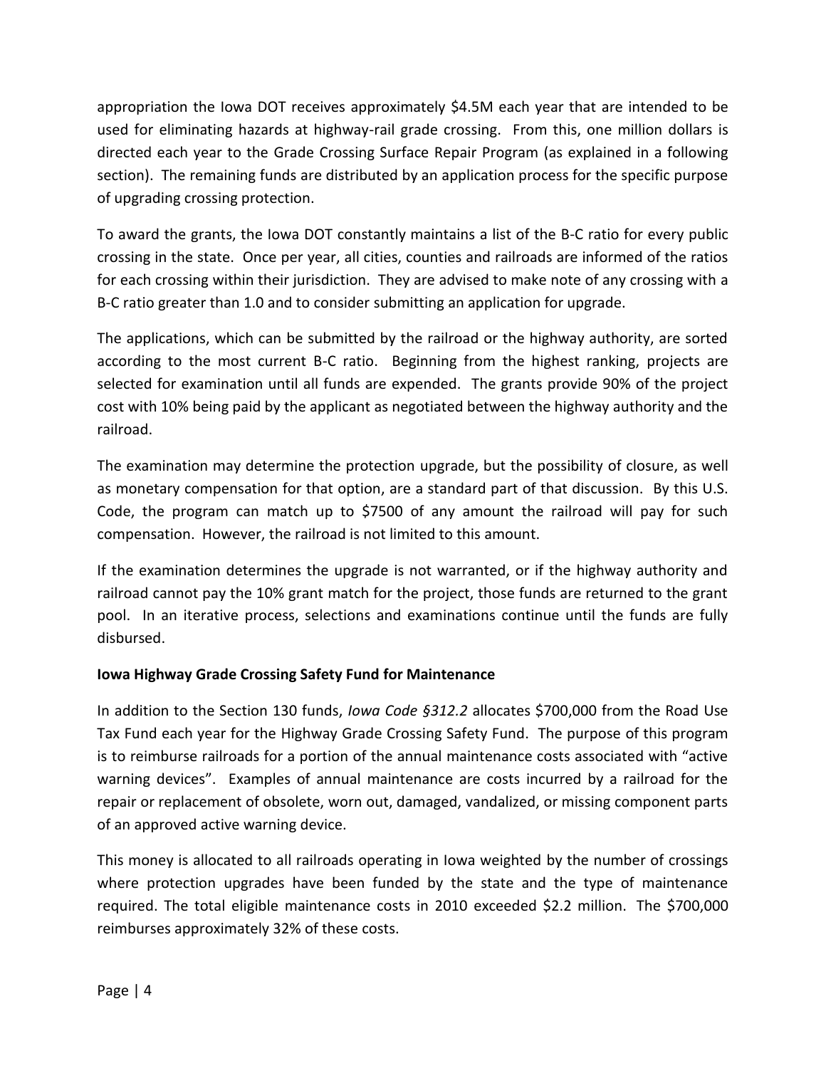appropriation the Iowa DOT receives approximately $4.5M each year that are intended to be used for eliminating hazards at highway-rail grade crossing. From this, one million dollars is directed each year to the Grade Crossing Surface Repair Program (as explained in a following section). The remaining funds are distributed by an application process for the specific purpose of upgrading crossing protection.

To award the grants, the Iowa DOT constantly maintains a list of the B-C ratio for every public crossing in the state. Once per year, all cities, counties and railroads are informed of the ratios for each crossing within their jurisdiction. They are advised to make note of any crossing with a B-C ratio greater than 1.0 and to consider submitting an application for upgrade.

The applications, which can be submitted by the railroad or the highway authority, are sorted according to the most current B-C ratio. Beginning from the highest ranking, projects are selected for examination until all funds are expended. The grants provide 90% of the project cost with 10% being paid by the applicant as negotiated between the highway authority and the railroad.

The examination may determine the protection upgrade, but the possibility of closure, as well as monetary compensation for that option, are a standard part of that discussion. By this U.S. Code, the program can match up to $7500 of any amount the railroad will pay for such compensation. However, the railroad is not limited to this amount.

If the examination determines the upgrade is not warranted, or if the highway authority and railroad cannot pay the 10% grant match for the project, those funds are returned to the grant pool. In an iterative process, selections and examinations continue until the funds are fully disbursed.

**Iowa Highway Grade Crossing Safety Fund for Maintenance**

In addition to the Section 130 funds, *Iowa Code §312.2* allocates $700,000 from the Road Use Tax Fund each year for the Highway Grade Crossing Safety Fund. The purpose of this program is to reimburse railroads for a portion of the annual maintenance costs associated with "active warning devices". Examples of annual maintenance are costs incurred by a railroad for the repair or replacement of obsolete, worn out, damaged, vandalized, or missing component parts of an approved active warning device.

This money is allocated to all railroads operating in Iowa weighted by the number of crossings where protection upgrades have been funded by the state and the type of maintenance required. The total eligible maintenance costs in 2010 exceeded $2.2 million. The $700,000 reimburses approximately 32% of these costs.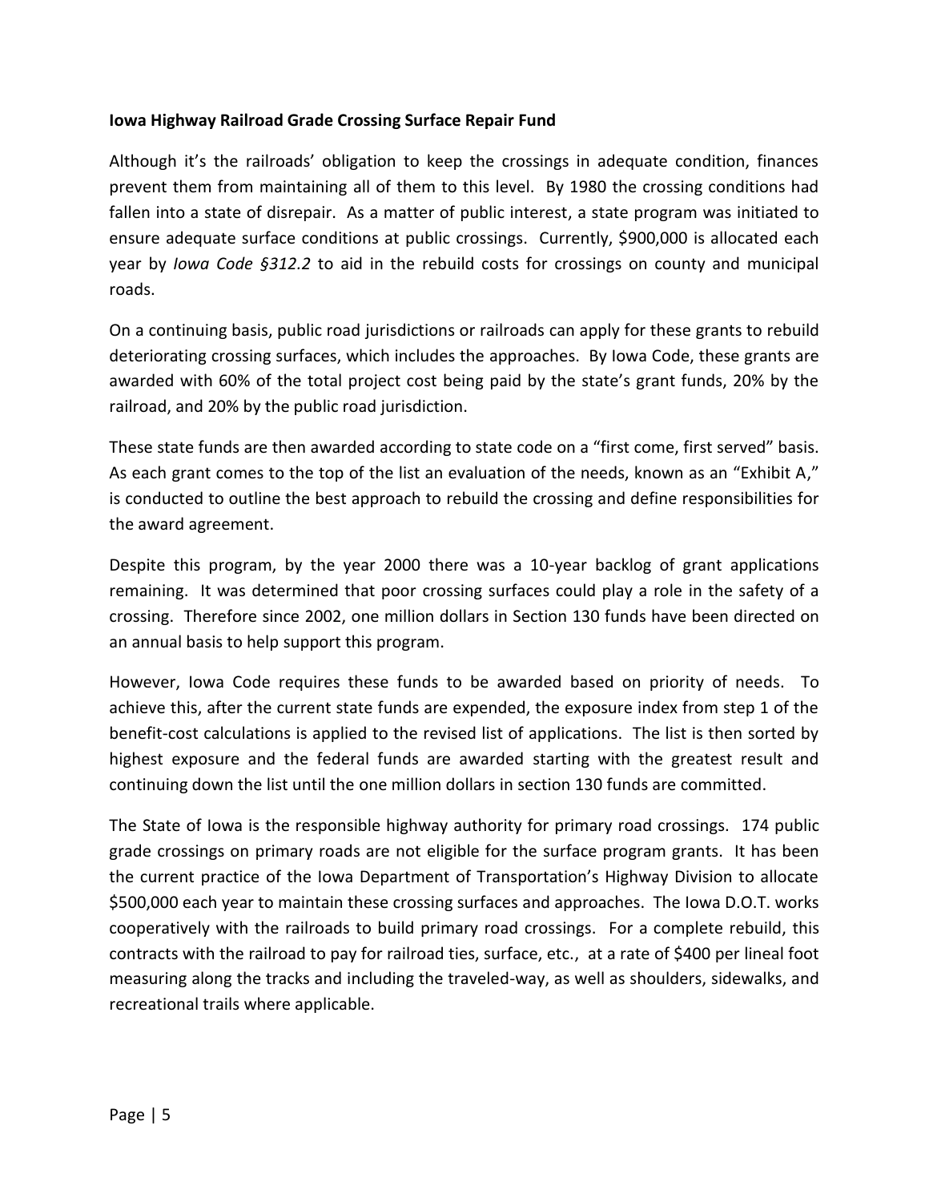**Iowa Highway Railroad Grade Crossing Surface Repair Fund**

Although it's the railroads' obligation to keep the crossings in adequate condition, finances prevent them from maintaining all of them to this level. By 1980 the crossing conditions had fallen into a state of disrepair. As a matter of public interest, a state program was initiated to ensure adequate surface conditions at public crossings. Currently, $900,000 is allocated each year by *Iowa Code §312.2* to aid in the rebuild costs for crossings on county and municipal roads.

On a continuing basis, public road jurisdictions or railroads can apply for these grants to rebuild deteriorating crossing surfaces, which includes the approaches. By Iowa Code, these grants are awarded with 60% of the total project cost being paid by the state's grant funds, 20% by the railroad, and 20% by the public road jurisdiction.

These state funds are then awarded according to state code on a "first come, first served" basis. As each grant comes to the top of the list an evaluation of the needs, known as an "Exhibit A," is conducted to outline the best approach to rebuild the crossing and define responsibilities for the award agreement.

Despite this program, by the year 2000 there was a 10-year backlog of grant applications remaining. It was determined that poor crossing surfaces could play a role in the safety of a crossing. Therefore since 2002, one million dollars in Section 130 funds have been directed on an annual basis to help support this program.

However, Iowa Code requires these funds to be awarded based on priority of needs. To achieve this, after the current state funds are expended, the exposure index from step 1 of the benefit-cost calculations is applied to the revised list of applications. The list is then sorted by highest exposure and the federal funds are awarded starting with the greatest result and continuing down the list until the one million dollars in section 130 funds are committed.

The State of Iowa is the responsible highway authority for primary road crossings. 174 public grade crossings on primary roads are not eligible for the surface program grants. It has been the current practice of the Iowa Department of Transportation's Highway Division to allocate $500,000 each year to maintain these crossing surfaces and approaches. The Iowa D.O.T. works cooperatively with the railroads to build primary road crossings. For a complete rebuild, this contracts with the railroad to pay for railroad ties, surface, etc., at a rate of $400 per lineal foot measuring along the tracks and including the traveled-way, as well as shoulders, sidewalks, and recreational trails where applicable.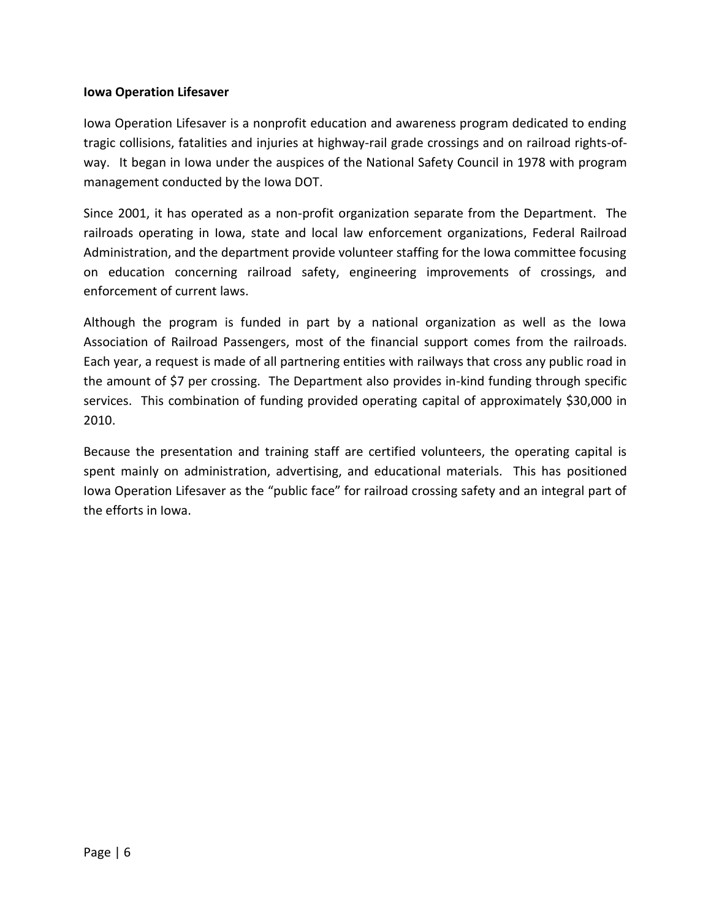**Iowa Operation Lifesaver**

Iowa Operation Lifesaver is a nonprofit education and awareness program dedicated to ending tragic collisions, fatalities and injuries at highway-rail grade crossings and on railroad rights-of-way. It began in Iowa under the auspices of the National Safety Council in 1978 with program management conducted by the Iowa DOT.

Since 2001, it has operated as a non-profit organization separate from the Department. The railroads operating in Iowa, state and local law enforcement organizations, Federal Railroad Administration, and the department provide volunteer staffing for the Iowa committee focusing on education concerning railroad safety, engineering improvements of crossings, and enforcement of current laws.

Although the program is funded in part by a national organization as well as the Iowa Association of Railroad Passengers, most of the financial support comes from the railroads. Each year, a request is made of all partnering entities with railways that cross any public road in the amount of $7 per crossing. The Department also provides in-kind funding through specific services. This combination of funding provided operating capital of approximately $30,000 in 2010.

Because the presentation and training staff are certified volunteers, the operating capital is spent mainly on administration, advertising, and educational materials. This has positioned Iowa Operation Lifesaver as the "public face" for railroad crossing safety and an integral part of the efforts in Iowa.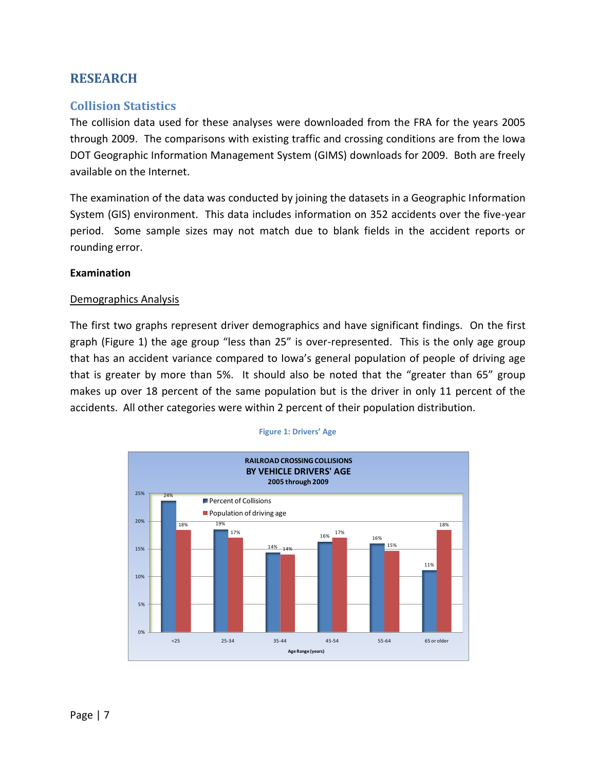# RESEARCH

## Collision Statistics

The collision data used for these analyses were downloaded from the FRA for the years 2005 through 2009. The comparisons with existing traffic and crossing conditions are from the Iowa DOT Geographic Information Management System (GIMS) downloads for 2009. Both are freely available on the Internet.

The examination of the data was conducted by joining the datasets in a Geographic Information System (GIS) environment. This data includes information on 352 accidents over the five-year period. Some sample sizes may not match due to blank fields in the accident reports or rounding error.

**Examination**

Demographics Analysis

The first two graphs represent driver demographics and have significant findings. On the first graph (Figure 1) the age group "less than 25" is over-represented. This is the only age group that has an accident variance compared to Iowa's general population of people of driving age that is greater by more than 5%. It should also be noted that the "greater than 65" group makes up over 18 percent of the same population but is the driver in only 11 percent of the accidents. All other categories were within 2 percent of their population distribution.

Figure 1: Drivers' Age

RAILROAD CROSSING COLLISIONS
BY VEHICLE DRIVERS' AGE
2005 through 2009

| Age Range (years) | Percent of Collisions | Population of driving age |
|---|---|---|
| <25 | 24% | 18% |
| 25-34 | 19% | 17% |
| 35-44 | 14% | 14% |
| 45-54 | 16% | 17% |
| 55-64 | 16% | 15% |
| 65 or older | 11% | 18% |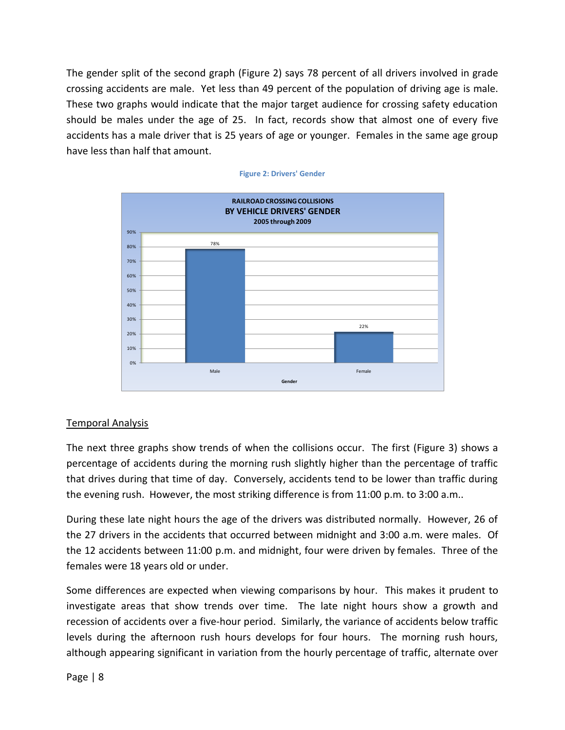The gender split of the second graph (Figure 2) says 78 percent of all drivers involved in grade crossing accidents are male. Yet less than 49 percent of the population of driving age is male. These two graphs would indicate that the major target audience for crossing safety education should be males under the age of 25. In fact, records show that almost one of every five accidents has a male driver that is 25 years of age or younger. Females in the same age group have less than half that amount.

**Figure 2: Drivers' Gender**

RAILROAD CROSSING COLLISIONS
BY VEHICLE DRIVERS' GENDER
2005 through 2009

| Gender | Percent |
|---|---|
| Male | 78% |
| Female | 22% |

## Temporal Analysis

The next three graphs show trends of when the collisions occur. The first (Figure 3) shows a percentage of accidents during the morning rush slightly higher than the percentage of traffic that drives during that time of day. Conversely, accidents tend to be lower than traffic during the evening rush. However, the most striking difference is from 11:00 p.m. to 3:00 a.m..

During these late night hours the age of the drivers was distributed normally. However, 26 of the 27 drivers in the accidents that occurred between midnight and 3:00 a.m. were males. Of the 12 accidents between 11:00 p.m. and midnight, four were driven by females. Three of the females were 18 years old or under.

Some differences are expected when viewing comparisons by hour. This makes it prudent to investigate areas that show trends over time. The late night hours show a growth and recession of accidents over a five-hour period. Similarly, the variance of accidents below traffic levels during the afternoon rush hours develops for four hours. The morning rush hours, although appearing significant in variation from the hourly percentage of traffic, alternate over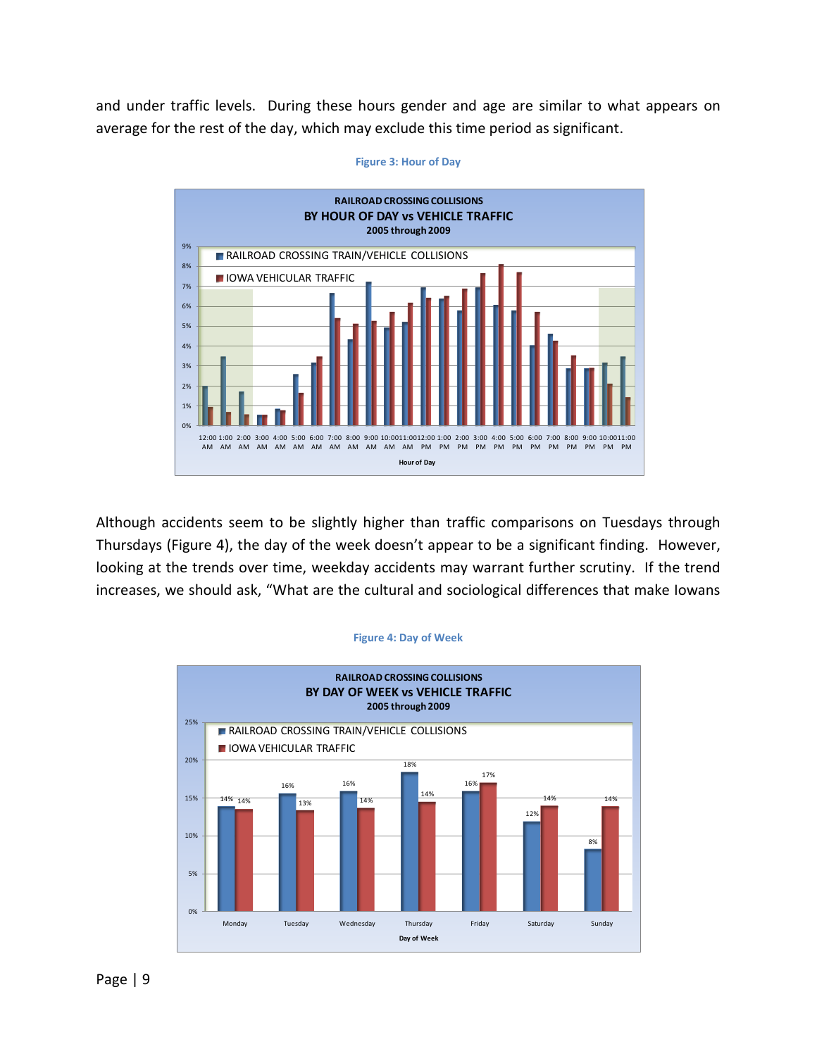and under traffic levels. During these hours gender and age are similar to what appears on average for the rest of the day, which may exclude this time period as significant.

**Figure 3: Hour of Day**

Although accidents seem to be slightly higher than traffic comparisons on Tuesdays through Thursdays (Figure 4), the day of the week doesn't appear to be a significant finding. However, looking at the trends over time, weekday accidents may warrant further scrutiny. If the trend increases, we should ask, "What are the cultural and sociological differences that make Iowans

**Figure 4: Day of Week**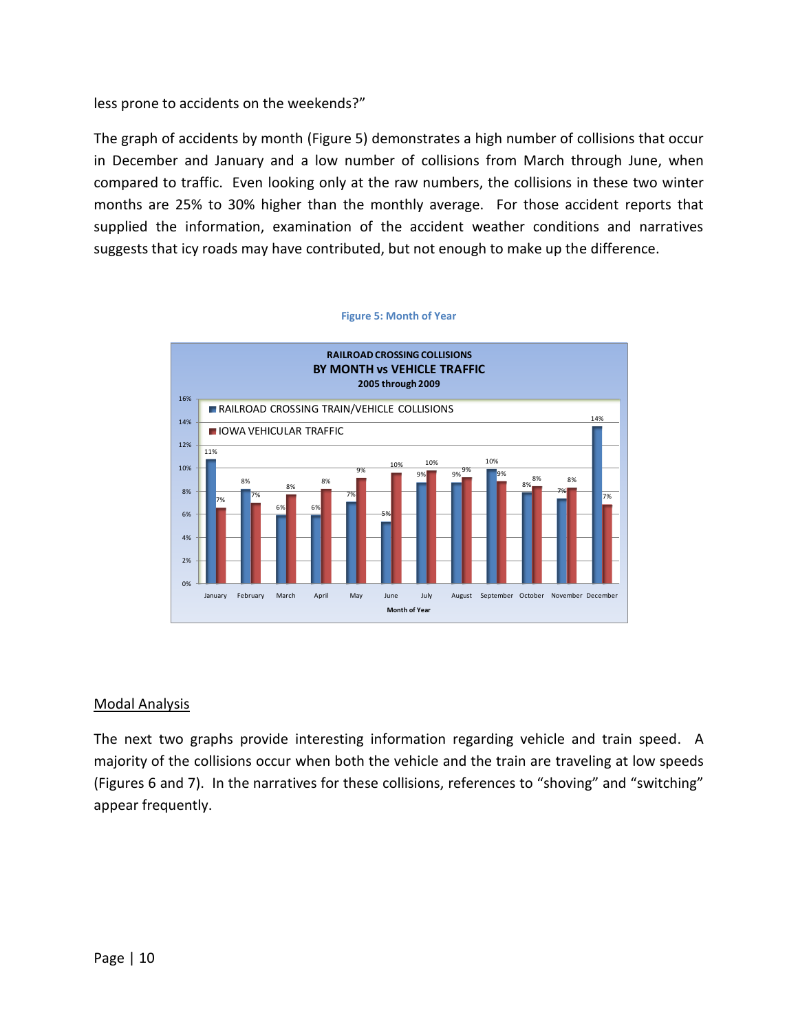less prone to accidents on the weekends?"

The graph of accidents by month (Figure 5) demonstrates a high number of collisions that occur in December and January and a low number of collisions from March through June, when compared to traffic. Even looking only at the raw numbers, the collisions in these two winter months are 25% to 30% higher than the monthly average. For those accident reports that supplied the information, examination of the accident weather conditions and narratives suggests that icy roads may have contributed, but not enough to make up the difference.

**Figure 5: Month of Year**

**RAILROAD CROSSING COLLISIONS BY MONTH vs VEHICLE TRAFFIC 2005 through 2009**

| Month of Year | RAILROAD CROSSING TRAIN/VEHICLE COLLISIONS | IOWA VEHICULAR TRAFFIC |
|---|---|---|
| January | 11% | 7% |
| February | 8% | 7% |
| March | 6% | 8% |
| April | 6% | 8% |
| May | 7% | 9% |
| June | 5% | 10% |
| July | 9% | 10% |
| August | 9% | 9% |
| September | 10% | 9% |
| October | 8% | 8% |
| November | 7% | 8% |
| December | 14% | 7% |

## Modal Analysis

The next two graphs provide interesting information regarding vehicle and train speed. A majority of the collisions occur when both the vehicle and the train are traveling at low speeds (Figures 6 and 7). In the narratives for these collisions, references to "shoving" and "switching" appear frequently.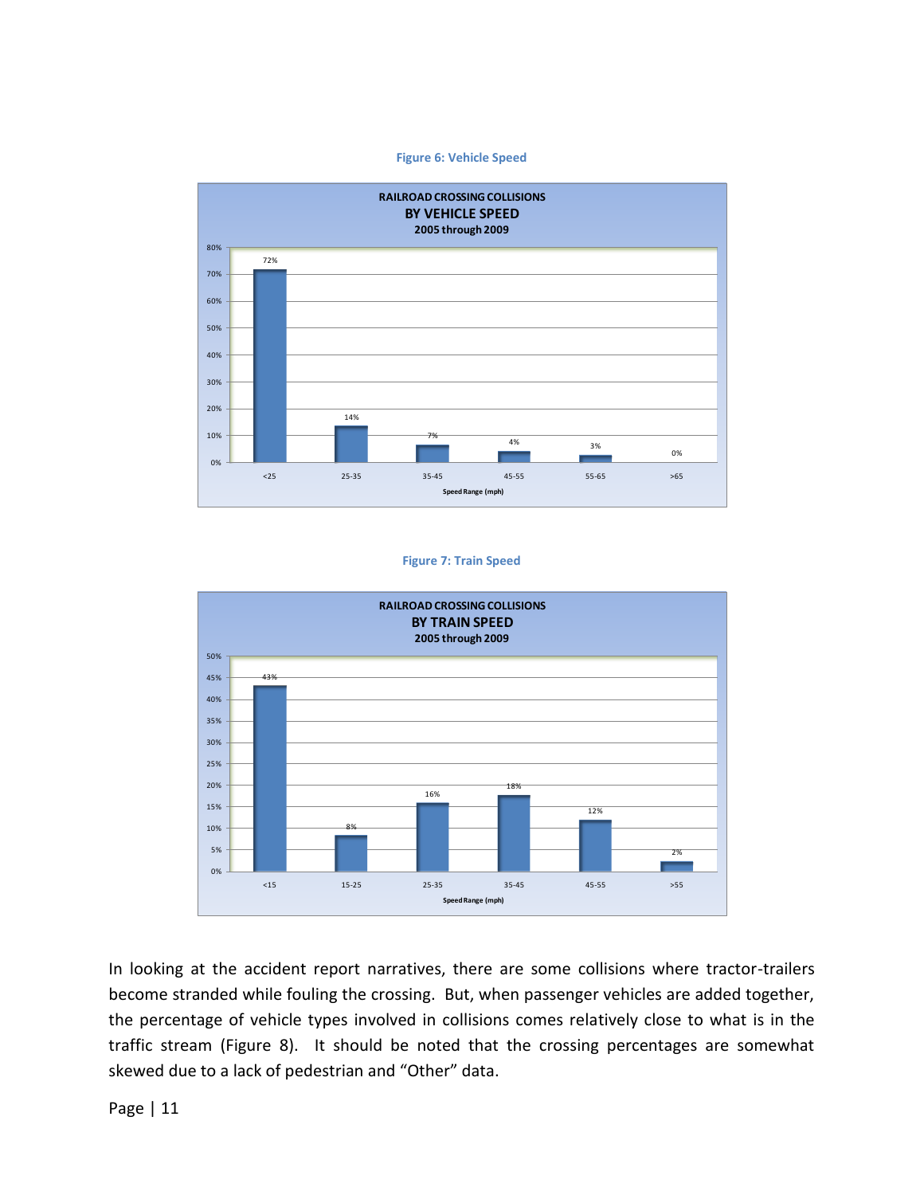**Figure 6: Vehicle Speed**

RAILROAD CROSSING COLLISIONS
BY VEHICLE SPEED
2005 through 2009

| Speed Range (mph) | <25 | 25-35 | 35-45 | 45-55 | 55-65 | >65 |
|---|---|---|---|---|---|---|
| Percent | 72% | 14% | 7% | 4% | 3% | 0% |

**Figure 7: Train Speed**

RAILROAD CROSSING COLLISIONS
BY TRAIN SPEED
2005 through 2009

| Speed Range (mph) | <15 | 15-25 | 25-35 | 35-45 | 45-55 | >55 |
|---|---|---|---|---|---|---|
| Percent | 43% | 8% | 16% | 18% | 12% | 2% |

In looking at the accident report narratives, there are some collisions where tractor-trailers become stranded while fouling the crossing. But, when passenger vehicles are added together, the percentage of vehicle types involved in collisions comes relatively close to what is in the traffic stream (Figure 8). It should be noted that the crossing percentages are somewhat skewed due to a lack of pedestrian and "Other" data.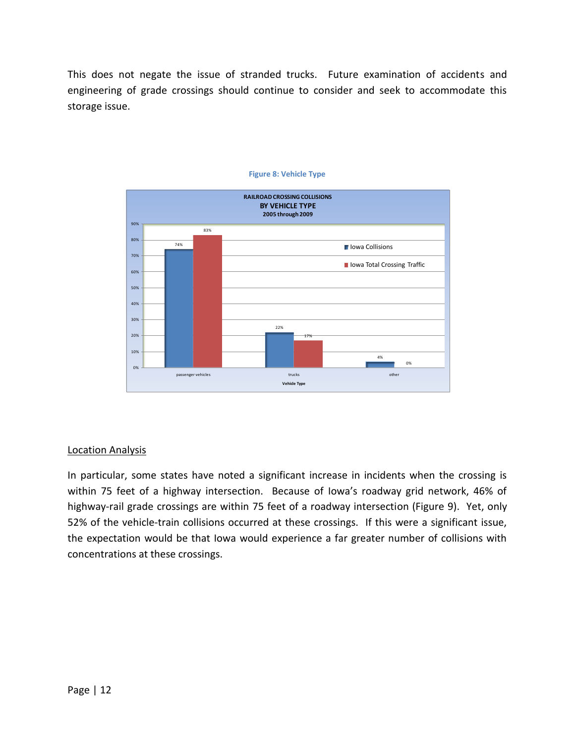This does not negate the issue of stranded trucks. Future examination of accidents and engineering of grade crossings should continue to consider and seek to accommodate this storage issue.

Figure 8: Vehicle Type

| Vehicle Type | Iowa Collisions | Iowa Total Crossing Traffic |
|---|---|---|
| passenger vehicles | 74% | 83% |
| trucks | 22% | 17% |
| other | 4% | 0% |

## Location Analysis

In particular, some states have noted a significant increase in incidents when the crossing is within 75 feet of a highway intersection. Because of Iowa's roadway grid network, 46% of highway-rail grade crossings are within 75 feet of a roadway intersection (Figure 9). Yet, only 52% of the vehicle-train collisions occurred at these crossings. If this were a significant issue, the expectation would be that Iowa would experience a far greater number of collisions with concentrations at these crossings.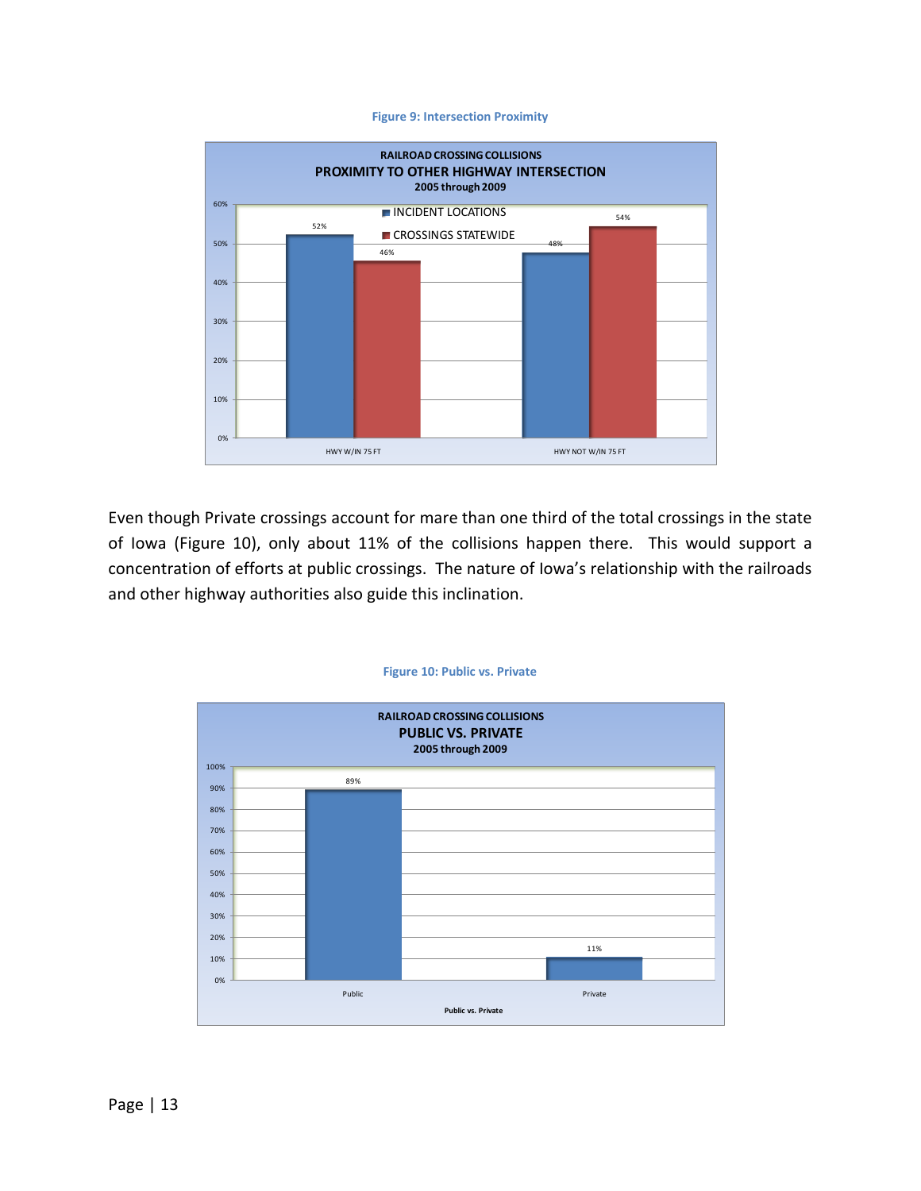**Figure 9: Intersection Proximity**

RAILROAD CROSSING COLLISIONS
PROXIMITY TO OTHER HIGHWAY INTERSECTION
2005 through 2009

| | INCIDENT LOCATIONS | CROSSINGS STATEWIDE |
|---|---|---|
| HWY W/IN 75 FT | 52% | 46% |
| HWY NOT W/IN 75 FT | 48% | 54% |

Even though Private crossings account for mare than one third of the total crossings in the state of Iowa (Figure 10), only about 11% of the collisions happen there. This would support a concentration of efforts at public crossings. The nature of Iowa's relationship with the railroads and other highway authorities also guide this inclination.

**Figure 10: Public vs. Private**

RAILROAD CROSSING COLLISIONS
PUBLIC VS. PRIVATE
2005 through 2009

| Public vs. Private | |
|---|---|
| Public | 89% |
| Private | 11% |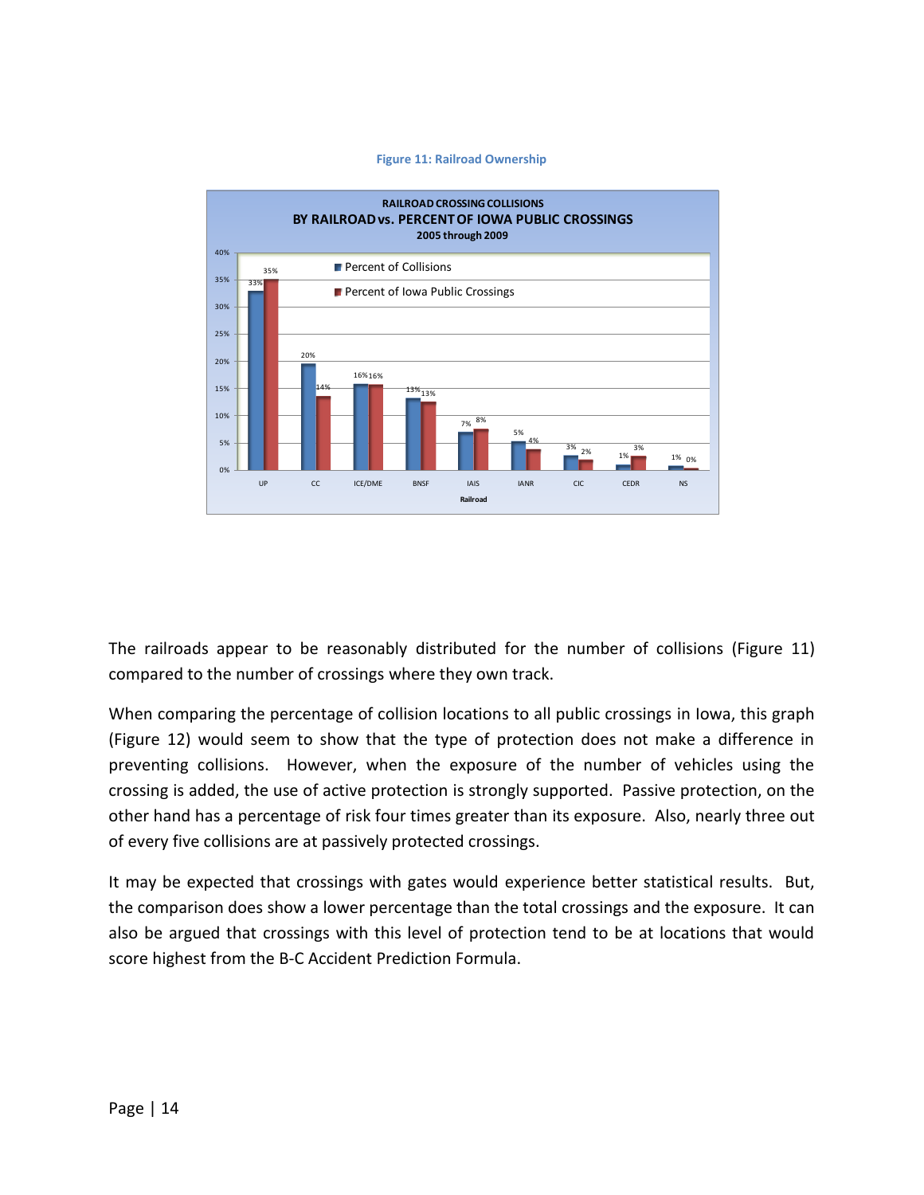**Figure 11: Railroad Ownership**

| Railroad | Percent of Collisions | Percent of Iowa Public Crossings |
|---|---|---|
| UP | 33% | 35% |
| CC | 20% | 14% |
| ICE/DME | 16% | 16% |
| BNSF | 13% | 13% |
| IAIS | 7% | 8% |
| IANR | 5% | 4% |
| CIC | 3% | 2% |
| CEDR | 1% | 3% |
| NS | 1% | 0% |

RAILROAD CROSSING COLLISIONS BY RAILROAD vs. PERCENT OF IOWA PUBLIC CROSSINGS 2005 through 2009

The railroads appear to be reasonably distributed for the number of collisions (Figure 11) compared to the number of crossings where they own track.

When comparing the percentage of collision locations to all public crossings in Iowa, this graph (Figure 12) would seem to show that the type of protection does not make a difference in preventing collisions. However, when the exposure of the number of vehicles using the crossing is added, the use of active protection is strongly supported. Passive protection, on the other hand has a percentage of risk four times greater than its exposure. Also, nearly three out of every five collisions are at passively protected crossings.

It may be expected that crossings with gates would experience better statistical results. But, the comparison does show a lower percentage than the total crossings and the exposure. It can also be argued that crossings with this level of protection tend to be at locations that would score highest from the B-C Accident Prediction Formula.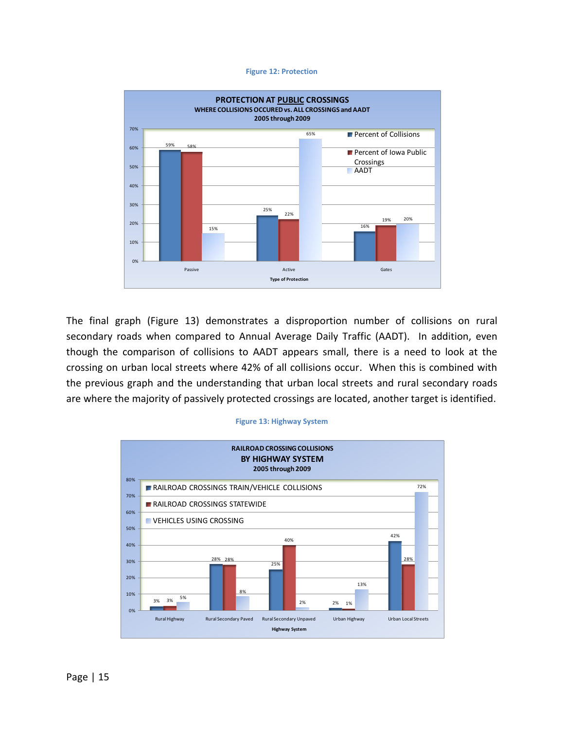Figure 12: Protection

**PROTECTION AT PUBLIC CROSSINGS**
**WHERE COLLISIONS OCCURED vs. ALL CROSSINGS and AADT**
**2005 through 2009**

| Type of Protection | Percent of Collisions | Percent of Iowa Public Crossings | AADT |
|---|---|---|---|
| Passive | 59% | 58% | 15% |
| Active | 25% | 22% | 65% |
| Gates | 16% | 19% | 20% |

The final graph (Figure 13) demonstrates a disproportion number of collisions on rural secondary roads when compared to Annual Average Daily Traffic (AADT). In addition, even though the comparison of collisions to AADT appears small, there is a need to look at the crossing on urban local streets where 42% of all collisions occur. When this is combined with the previous graph and the understanding that urban local streets and rural secondary roads are where the majority of passively protected crossings are located, another target is identified.

Figure 13: Highway System

**RAILROAD CROSSING COLLISIONS**
**BY HIGHWAY SYSTEM**
**2005 through 2009**

| Highway System | RAILROAD CROSSINGS TRAIN/VEHICLE COLLISIONS | RAILROAD CROSSINGS STATEWIDE | VEHICLES USING CROSSING |
|---|---|---|---|
| Rural Highway | 3% | 3% | 5% |
| Rural Secondary Paved | 28% | 28% | 8% |
| Rural Secondary Unpaved | 25% | 40% | 2% |
| Urban Highway | 2% | 1% | 13% |
| Urban Local Streets | 42% | 28% | 72% |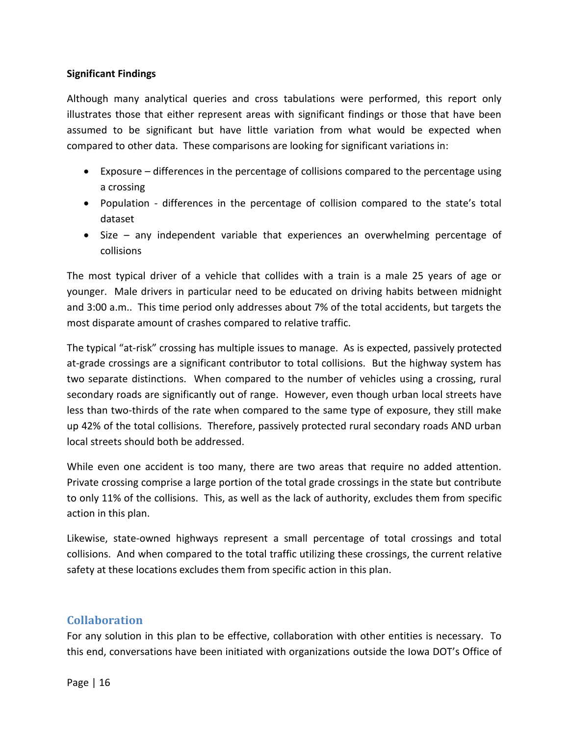**Significant Findings**

Although many analytical queries and cross tabulations were performed, this report only illustrates those that either represent areas with significant findings or those that have been assumed to be significant but have little variation from what would be expected when compared to other data. These comparisons are looking for significant variations in:

- Exposure – differences in the percentage of collisions compared to the percentage using a crossing
- Population - differences in the percentage of collision compared to the state's total dataset
- Size – any independent variable that experiences an overwhelming percentage of collisions

The most typical driver of a vehicle that collides with a train is a male 25 years of age or younger. Male drivers in particular need to be educated on driving habits between midnight and 3:00 a.m.. This time period only addresses about 7% of the total accidents, but targets the most disparate amount of crashes compared to relative traffic.

The typical "at-risk" crossing has multiple issues to manage. As is expected, passively protected at-grade crossings are a significant contributor to total collisions. But the highway system has two separate distinctions. When compared to the number of vehicles using a crossing, rural secondary roads are significantly out of range. However, even though urban local streets have less than two-thirds of the rate when compared to the same type of exposure, they still make up 42% of the total collisions. Therefore, passively protected rural secondary roads AND urban local streets should both be addressed.

While even one accident is too many, there are two areas that require no added attention. Private crossing comprise a large portion of the total grade crossings in the state but contribute to only 11% of the collisions. This, as well as the lack of authority, excludes them from specific action in this plan.

Likewise, state-owned highways represent a small percentage of total crossings and total collisions. And when compared to the total traffic utilizing these crossings, the current relative safety at these locations excludes them from specific action in this plan.

## Collaboration

For any solution in this plan to be effective, collaboration with other entities is necessary. To this end, conversations have been initiated with organizations outside the Iowa DOT's Office of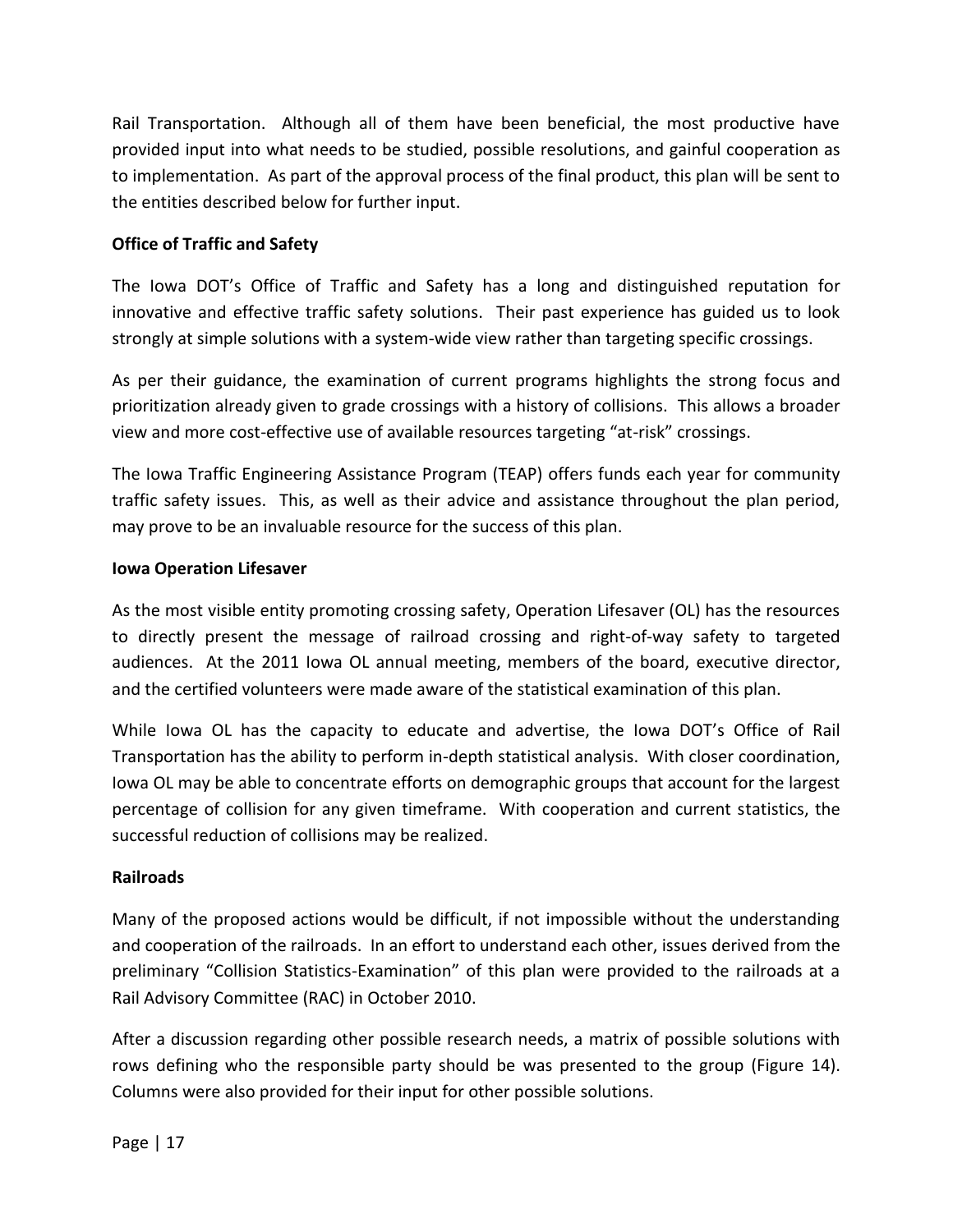Rail Transportation. Although all of them have been beneficial, the most productive have provided input into what needs to be studied, possible resolutions, and gainful cooperation as to implementation. As part of the approval process of the final product, this plan will be sent to the entities described below for further input.

**Office of Traffic and Safety**

The Iowa DOT's Office of Traffic and Safety has a long and distinguished reputation for innovative and effective traffic safety solutions. Their past experience has guided us to look strongly at simple solutions with a system-wide view rather than targeting specific crossings.

As per their guidance, the examination of current programs highlights the strong focus and prioritization already given to grade crossings with a history of collisions. This allows a broader view and more cost-effective use of available resources targeting "at-risk" crossings.

The Iowa Traffic Engineering Assistance Program (TEAP) offers funds each year for community traffic safety issues. This, as well as their advice and assistance throughout the plan period, may prove to be an invaluable resource for the success of this plan.

**Iowa Operation Lifesaver**

As the most visible entity promoting crossing safety, Operation Lifesaver (OL) has the resources to directly present the message of railroad crossing and right-of-way safety to targeted audiences. At the 2011 Iowa OL annual meeting, members of the board, executive director, and the certified volunteers were made aware of the statistical examination of this plan.

While Iowa OL has the capacity to educate and advertise, the Iowa DOT's Office of Rail Transportation has the ability to perform in-depth statistical analysis. With closer coordination, Iowa OL may be able to concentrate efforts on demographic groups that account for the largest percentage of collision for any given timeframe. With cooperation and current statistics, the successful reduction of collisions may be realized.

**Railroads**

Many of the proposed actions would be difficult, if not impossible without the understanding and cooperation of the railroads. In an effort to understand each other, issues derived from the preliminary "Collision Statistics-Examination" of this plan were provided to the railroads at a Rail Advisory Committee (RAC) in October 2010.

After a discussion regarding other possible research needs, a matrix of possible solutions with rows defining who the responsible party should be was presented to the group (Figure 14). Columns were also provided for their input for other possible solutions.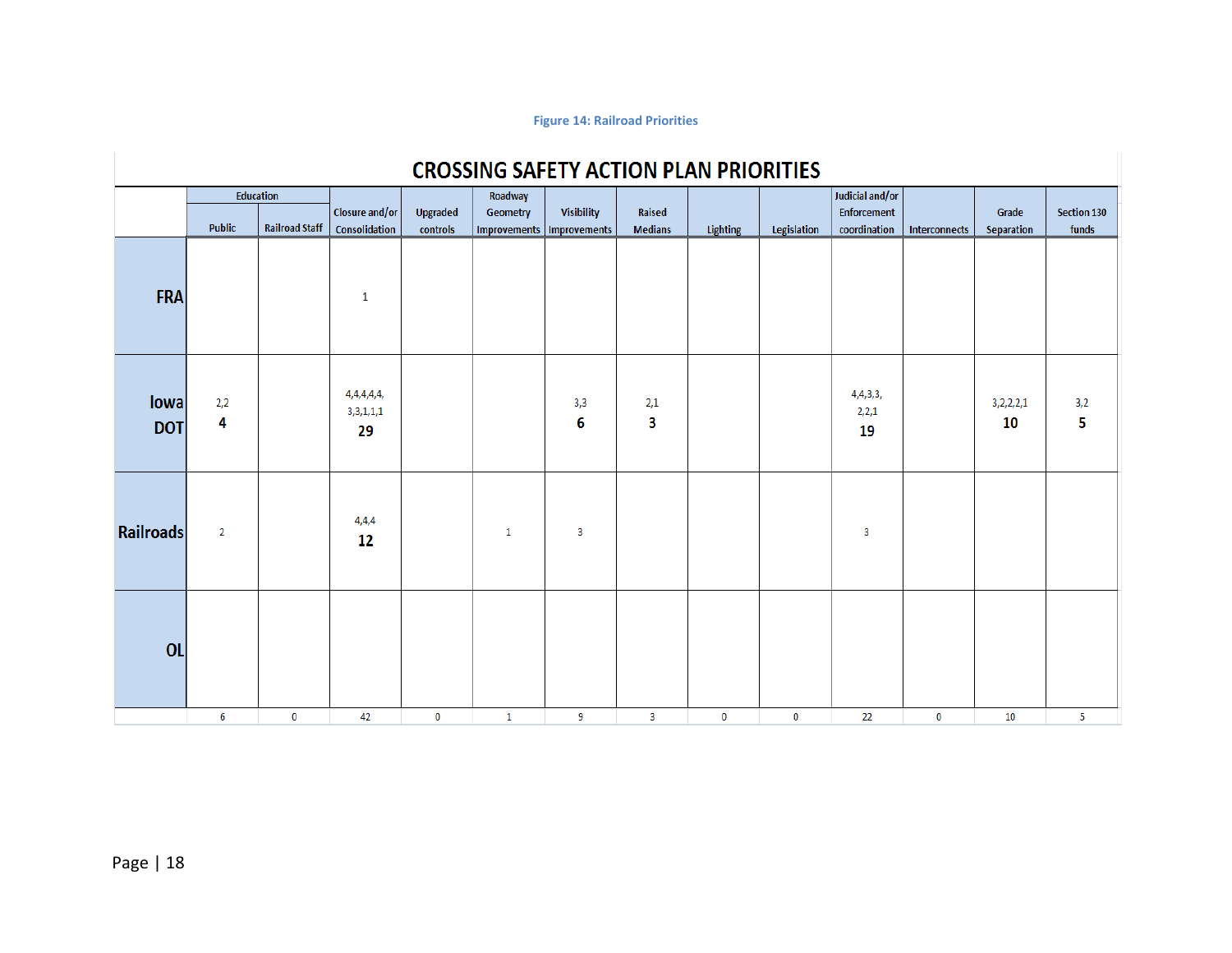Figure 14: Railroad Priorities

**CROSSING SAFETY ACTION PLAN PRIORITIES**

| | Education | | Closure and/or Consolidation | Upgraded controls | Roadway Geometry Improvements | Visibility Improvements | Raised Medians | Lighting | Legislation | Judicial and/or Enforcement coordination | Interconnects | Grade Separation | Section 130 funds |
|---|---|---|---|---|---|---|---|---|---|---|---|---|---|
| | Public | Railroad Staff | | | | | | | | | | | |
| **FRA** | | | 1 | | | | | | | | | | |
| **Iowa DOT** | 2,2 **4** | | 4,4,4,4,4, 3,3,1,1,1 **29** | | | 3,3 **6** | 2,1 **3** | | | 4,4,3,3, 2,2,1 **19** | | 3,2,2,2,1 **10** | 3,2 **5** |
| **Railroads** | 2 | | 4,4,4 **12** | | 1 | 3 | | | | 3 | | | |
| **OL** | | | | | | | | | | | | | |
| | 6 | 0 | 42 | 0 | 1 | 9 | 3 | 0 | 0 | 22 | 0 | 10 | 5 |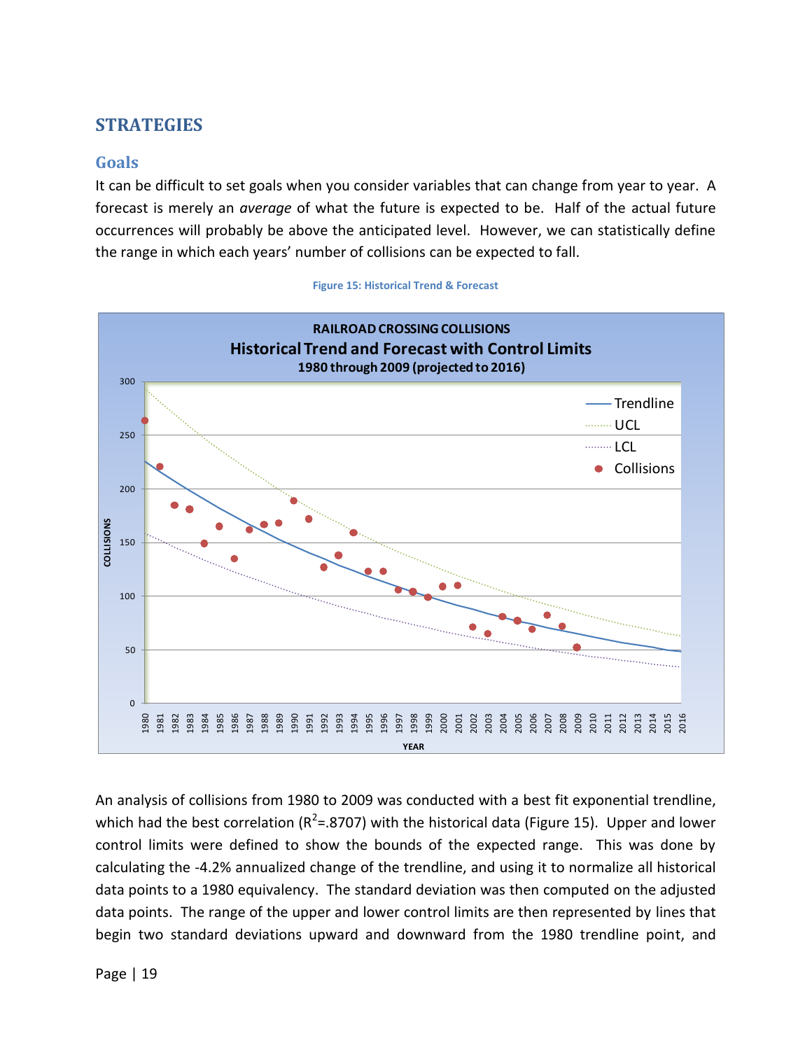## STRATEGIES

### Goals

It can be difficult to set goals when you consider variables that can change from year to year. A forecast is merely an *average* of what the future is expected to be. Half of the actual future occurrences will probably be above the anticipated level. However, we can statistically define the range in which each years' number of collisions can be expected to fall.

**Figure 15: Historical Trend & Forecast**

An analysis of collisions from 1980 to 2009 was conducted with a best fit exponential trendline, which had the best correlation ($R^2$=.8707) with the historical data (Figure 15). Upper and lower control limits were defined to show the bounds of the expected range. This was done by calculating the -4.2% annualized change of the trendline, and using it to normalize all historical data points to a 1980 equivalency. The standard deviation was then computed on the adjusted data points. The range of the upper and lower control limits are then represented by lines that begin two standard deviations upward and downward from the 1980 trendline point, and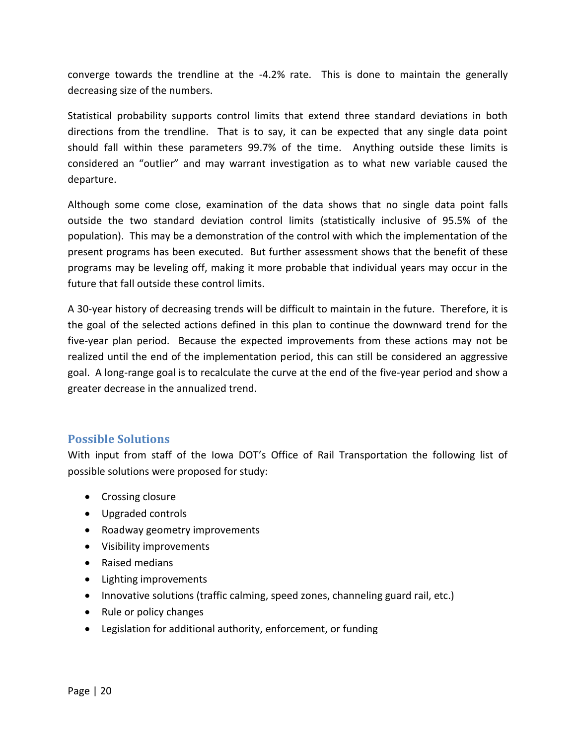converge towards the trendline at the -4.2% rate. This is done to maintain the generally decreasing size of the numbers.

Statistical probability supports control limits that extend three standard deviations in both directions from the trendline. That is to say, it can be expected that any single data point should fall within these parameters 99.7% of the time. Anything outside these limits is considered an "outlier" and may warrant investigation as to what new variable caused the departure.

Although some come close, examination of the data shows that no single data point falls outside the two standard deviation control limits (statistically inclusive of 95.5% of the population). This may be a demonstration of the control with which the implementation of the present programs has been executed. But further assessment shows that the benefit of these programs may be leveling off, making it more probable that individual years may occur in the future that fall outside these control limits.

A 30-year history of decreasing trends will be difficult to maintain in the future. Therefore, it is the goal of the selected actions defined in this plan to continue the downward trend for the five-year plan period. Because the expected improvements from these actions may not be realized until the end of the implementation period, this can still be considered an aggressive goal. A long-range goal is to recalculate the curve at the end of the five-year period and show a greater decrease in the annualized trend.

## Possible Solutions

With input from staff of the Iowa DOT's Office of Rail Transportation the following list of possible solutions were proposed for study:

- Crossing closure
- Upgraded controls
- Roadway geometry improvements
- Visibility improvements
- Raised medians
- Lighting improvements
- Innovative solutions (traffic calming, speed zones, channeling guard rail, etc.)
- Rule or policy changes
- Legislation for additional authority, enforcement, or funding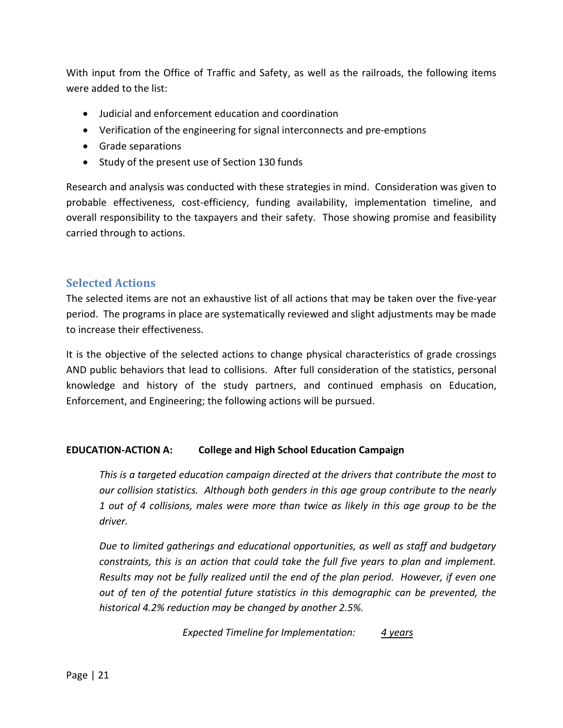With input from the Office of Traffic and Safety, as well as the railroads, the following items were added to the list:

- Judicial and enforcement education and coordination
- Verification of the engineering for signal interconnects and pre-emptions
- Grade separations
- Study of the present use of Section 130 funds

Research and analysis was conducted with these strategies in mind. Consideration was given to probable effectiveness, cost-efficiency, funding availability, implementation timeline, and overall responsibility to the taxpayers and their safety. Those showing promise and feasibility carried through to actions.

## Selected Actions

The selected items are not an exhaustive list of all actions that may be taken over the five-year period. The programs in place are systematically reviewed and slight adjustments may be made to increase their effectiveness.

It is the objective of the selected actions to change physical characteristics of grade crossings AND public behaviors that lead to collisions. After full consideration of the statistics, personal knowledge and history of the study partners, and continued emphasis on Education, Enforcement, and Engineering; the following actions will be pursued.

**EDUCATION-ACTION A: College and High School Education Campaign**

*This is a targeted education campaign directed at the drivers that contribute the most to our collision statistics. Although both genders in this age group contribute to the nearly 1 out of 4 collisions, males were more than twice as likely in this age group to be the driver.*

*Due to limited gatherings and educational opportunities, as well as staff and budgetary constraints, this is an action that could take the full five years to plan and implement. Results may not be fully realized until the end of the plan period. However, if even one out of ten of the potential future statistics in this demographic can be prevented, the historical 4.2% reduction may be changed by another 2.5%.*

*Expected Timeline for Implementation:* *4 years*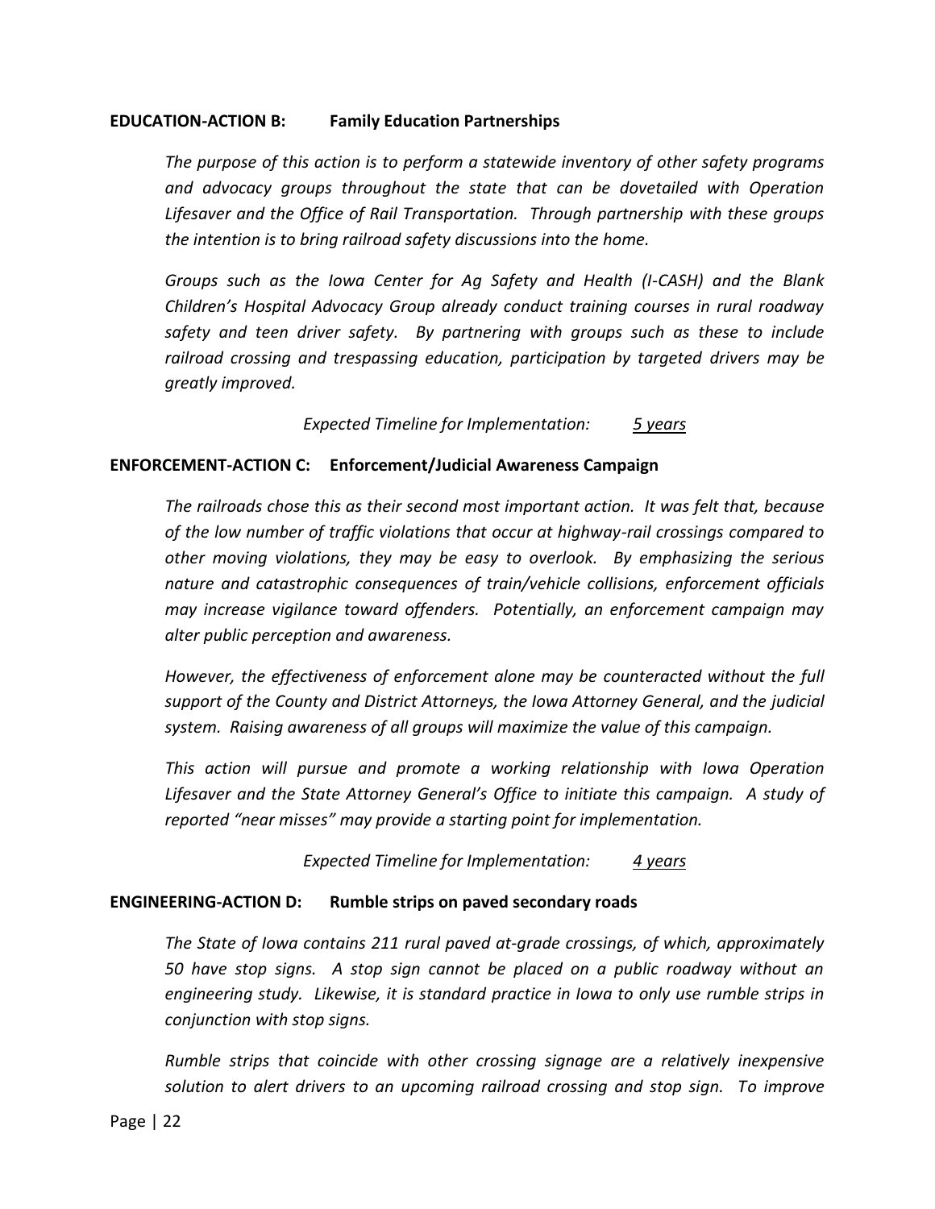**EDUCATION-ACTION B: Family Education Partnerships**

*The purpose of this action is to perform a statewide inventory of other safety programs and advocacy groups throughout the state that can be dovetailed with Operation Lifesaver and the Office of Rail Transportation. Through partnership with these groups the intention is to bring railroad safety discussions into the home.*

*Groups such as the Iowa Center for Ag Safety and Health (I-CASH) and the Blank Children's Hospital Advocacy Group already conduct training courses in rural roadway safety and teen driver safety. By partnering with groups such as these to include railroad crossing and trespassing education, participation by targeted drivers may be greatly improved.*

*Expected Timeline for Implementation:* *5 years*

**ENFORCEMENT-ACTION C: Enforcement/Judicial Awareness Campaign**

*The railroads chose this as their second most important action. It was felt that, because of the low number of traffic violations that occur at highway-rail crossings compared to other moving violations, they may be easy to overlook. By emphasizing the serious nature and catastrophic consequences of train/vehicle collisions, enforcement officials may increase vigilance toward offenders. Potentially, an enforcement campaign may alter public perception and awareness.*

*However, the effectiveness of enforcement alone may be counteracted without the full support of the County and District Attorneys, the Iowa Attorney General, and the judicial system. Raising awareness of all groups will maximize the value of this campaign.*

*This action will pursue and promote a working relationship with Iowa Operation Lifesaver and the State Attorney General's Office to initiate this campaign. A study of reported "near misses" may provide a starting point for implementation.*

*Expected Timeline for Implementation:* *4 years*

**ENGINEERING-ACTION D: Rumble strips on paved secondary roads**

*The State of Iowa contains 211 rural paved at-grade crossings, of which, approximately 50 have stop signs. A stop sign cannot be placed on a public roadway without an engineering study. Likewise, it is standard practice in Iowa to only use rumble strips in conjunction with stop signs.*

*Rumble strips that coincide with other crossing signage are a relatively inexpensive solution to alert drivers to an upcoming railroad crossing and stop sign. To improve*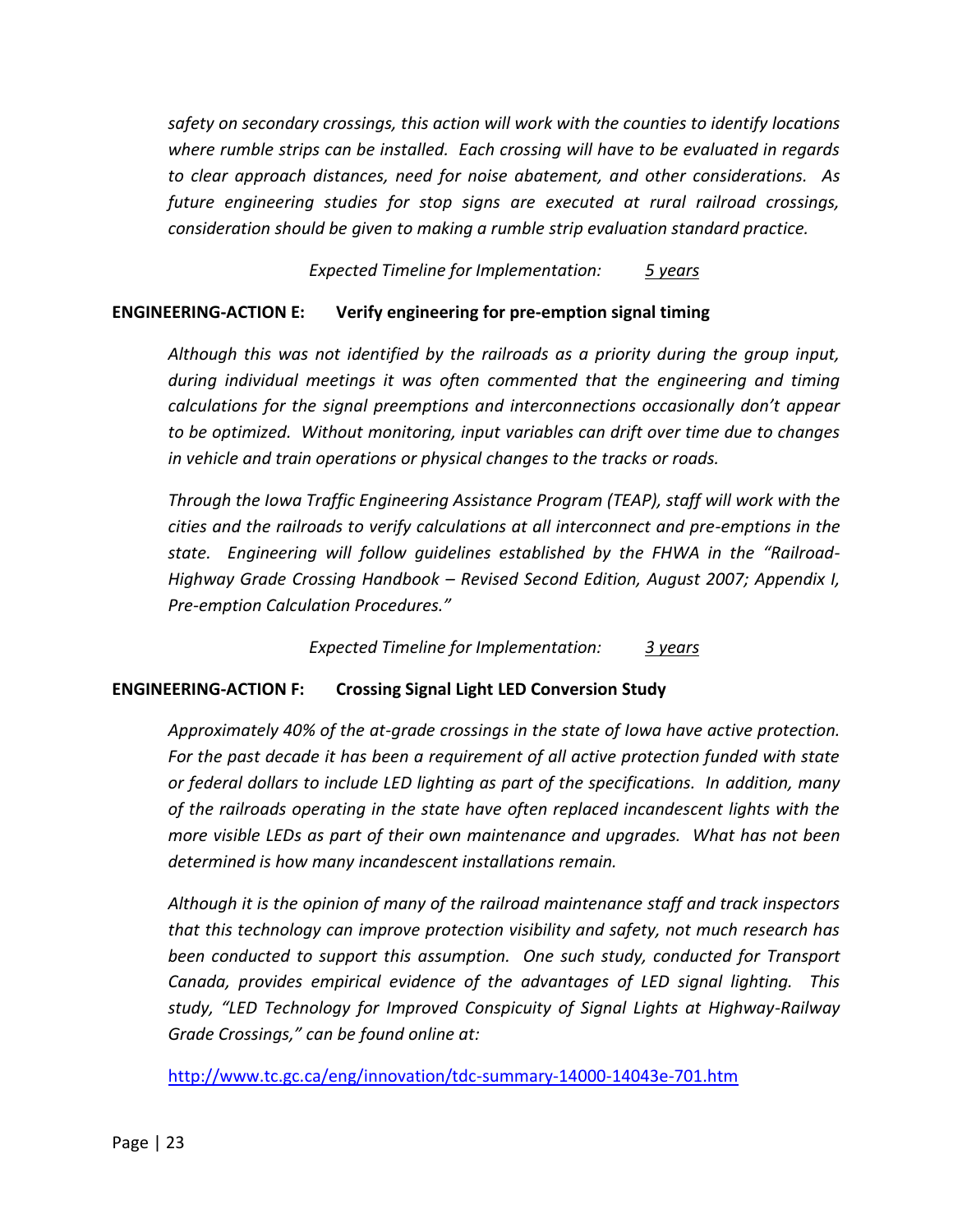*safety on secondary crossings, this action will work with the counties to identify locations where rumble strips can be installed. Each crossing will have to be evaluated in regards to clear approach distances, need for noise abatement, and other considerations. As future engineering studies for stop signs are executed at rural railroad crossings, consideration should be given to making a rumble strip evaluation standard practice.*

*Expected Timeline for Implementation:* *<u>5 years</u>*

**ENGINEERING-ACTION E: Verify engineering for pre-emption signal timing**

*Although this was not identified by the railroads as a priority during the group input, during individual meetings it was often commented that the engineering and timing calculations for the signal preemptions and interconnections occasionally don't appear to be optimized. Without monitoring, input variables can drift over time due to changes in vehicle and train operations or physical changes to the tracks or roads.*

*Through the Iowa Traffic Engineering Assistance Program (TEAP), staff will work with the cities and the railroads to verify calculations at all interconnect and pre-emptions in the state. Engineering will follow guidelines established by the FHWA in the "Railroad-Highway Grade Crossing Handbook – Revised Second Edition, August 2007; Appendix I, Pre-emption Calculation Procedures."*

*Expected Timeline for Implementation:* *<u>3 years</u>*

**ENGINEERING-ACTION F: Crossing Signal Light LED Conversion Study**

*Approximately 40% of the at-grade crossings in the state of Iowa have active protection. For the past decade it has been a requirement of all active protection funded with state or federal dollars to include LED lighting as part of the specifications. In addition, many of the railroads operating in the state have often replaced incandescent lights with the more visible LEDs as part of their own maintenance and upgrades. What has not been determined is how many incandescent installations remain.*

*Although it is the opinion of many of the railroad maintenance staff and track inspectors that this technology can improve protection visibility and safety, not much research has been conducted to support this assumption. One such study, conducted for Transport Canada, provides empirical evidence of the advantages of LED signal lighting. This study, "LED Technology for Improved Conspicuity of Signal Lights at Highway-Railway Grade Crossings," can be found online at:*

http://www.tc.gc.ca/eng/innovation/tdc-summary-14000-14043e-701.htm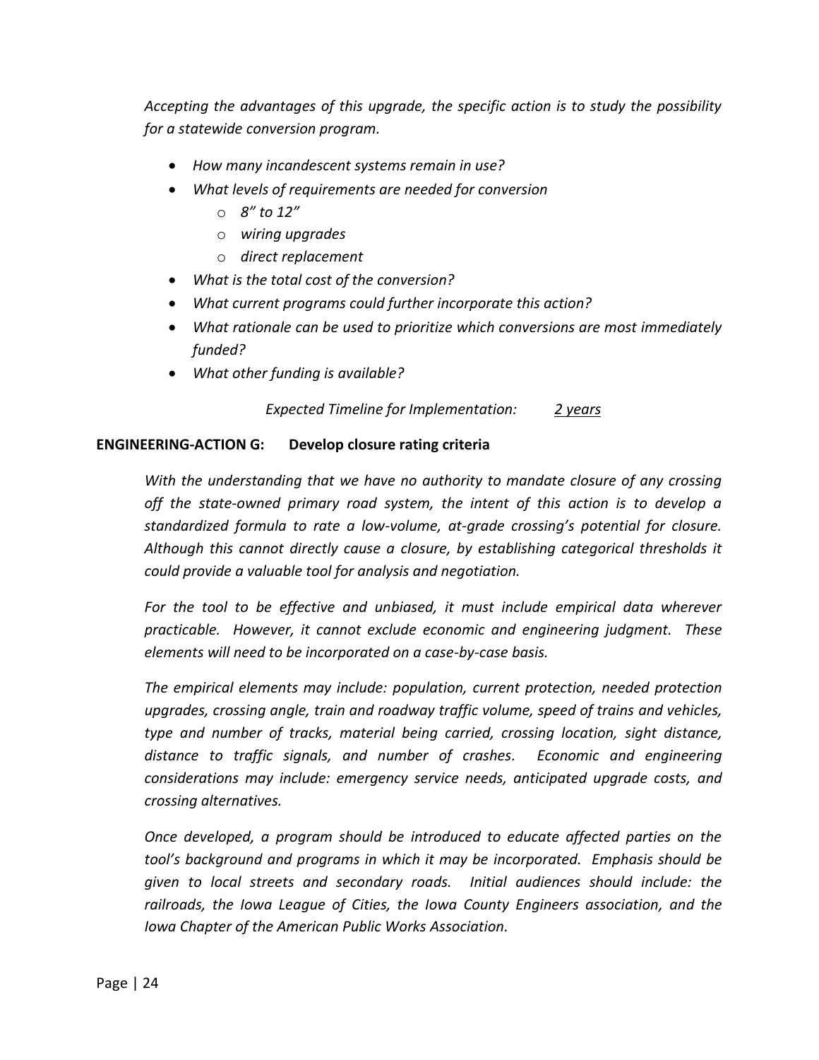*Accepting the advantages of this upgrade, the specific action is to study the possibility for a statewide conversion program.*

- *How many incandescent systems remain in use?*
- *What levels of requirements are needed for conversion*
  - *8" to 12"*
  - *wiring upgrades*
  - *direct replacement*
- *What is the total cost of the conversion?*
- *What current programs could further incorporate this action?*
- *What rationale can be used to prioritize which conversions are most immediately funded?*
- *What other funding is available?*

*Expected Timeline for Implementation:* *2 years*

**ENGINEERING-ACTION G: Develop closure rating criteria**

*With the understanding that we have no authority to mandate closure of any crossing off the state-owned primary road system, the intent of this action is to develop a standardized formula to rate a low-volume, at-grade crossing's potential for closure. Although this cannot directly cause a closure, by establishing categorical thresholds it could provide a valuable tool for analysis and negotiation.*

*For the tool to be effective and unbiased, it must include empirical data wherever practicable. However, it cannot exclude economic and engineering judgment. These elements will need to be incorporated on a case-by-case basis.*

*The empirical elements may include: population, current protection, needed protection upgrades, crossing angle, train and roadway traffic volume, speed of trains and vehicles, type and number of tracks, material being carried, crossing location, sight distance, distance to traffic signals, and number of crashes. Economic and engineering considerations may include: emergency service needs, anticipated upgrade costs, and crossing alternatives.*

*Once developed, a program should be introduced to educate affected parties on the tool's background and programs in which it may be incorporated. Emphasis should be given to local streets and secondary roads. Initial audiences should include: the railroads, the Iowa League of Cities, the Iowa County Engineers association, and the Iowa Chapter of the American Public Works Association.*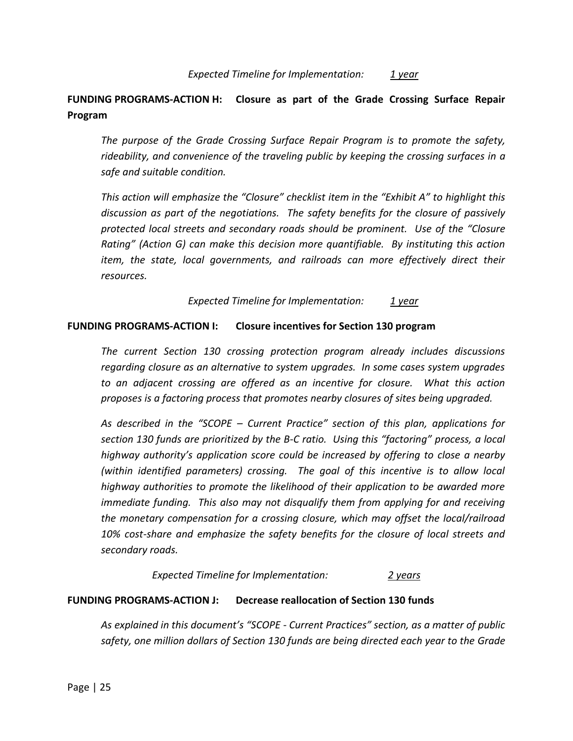*Expected Timeline for Implementation:* *1 year*

**FUNDING PROGRAMS-ACTION H: Closure as part of the Grade Crossing Surface Repair Program**

*The purpose of the Grade Crossing Surface Repair Program is to promote the safety, rideability, and convenience of the traveling public by keeping the crossing surfaces in a safe and suitable condition.*

*This action will emphasize the "Closure" checklist item in the "Exhibit A" to highlight this discussion as part of the negotiations. The safety benefits for the closure of passively protected local streets and secondary roads should be prominent. Use of the "Closure Rating" (Action G) can make this decision more quantifiable. By instituting this action item, the state, local governments, and railroads can more effectively direct their resources.*

*Expected Timeline for Implementation:* *1 year*

**FUNDING PROGRAMS-ACTION I: Closure incentives for Section 130 program**

*The current Section 130 crossing protection program already includes discussions regarding closure as an alternative to system upgrades. In some cases system upgrades to an adjacent crossing are offered as an incentive for closure. What this action proposes is a factoring process that promotes nearby closures of sites being upgraded.*

*As described in the "SCOPE – Current Practice" section of this plan, applications for section 130 funds are prioritized by the B-C ratio. Using this "factoring" process, a local highway authority's application score could be increased by offering to close a nearby (within identified parameters) crossing. The goal of this incentive is to allow local highway authorities to promote the likelihood of their application to be awarded more immediate funding. This also may not disqualify them from applying for and receiving the monetary compensation for a crossing closure, which may offset the local/railroad 10% cost-share and emphasize the safety benefits for the closure of local streets and secondary roads.*

*Expected Timeline for Implementation:* *2 years*

**FUNDING PROGRAMS-ACTION J: Decrease reallocation of Section 130 funds**

*As explained in this document's "SCOPE - Current Practices" section, as a matter of public safety, one million dollars of Section 130 funds are being directed each year to the Grade*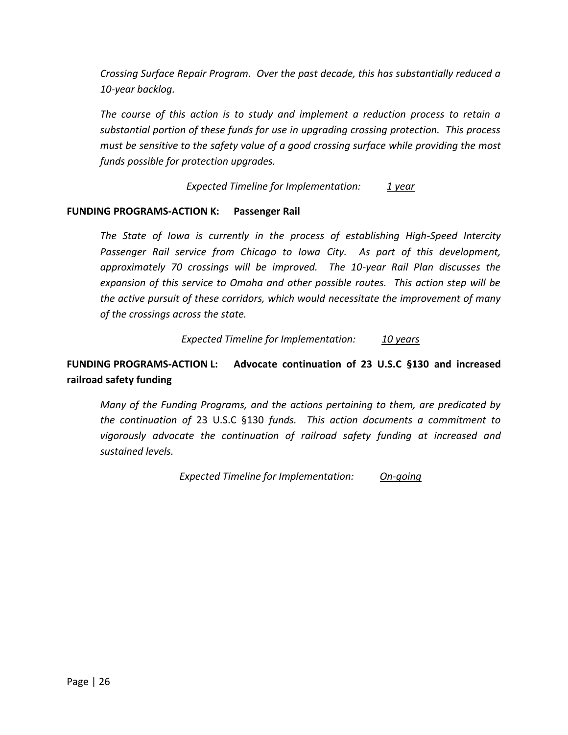*Crossing Surface Repair Program. Over the past decade, this has substantially reduced a 10-year backlog.*

*The course of this action is to study and implement a reduction process to retain a substantial portion of these funds for use in upgrading crossing protection. This process must be sensitive to the safety value of a good crossing surface while providing the most funds possible for protection upgrades.*

*Expected Timeline for Implementation:* *1 year*

**FUNDING PROGRAMS-ACTION K: Passenger Rail**

*The State of Iowa is currently in the process of establishing High-Speed Intercity Passenger Rail service from Chicago to Iowa City. As part of this development, approximately 70 crossings will be improved. The 10-year Rail Plan discusses the expansion of this service to Omaha and other possible routes. This action step will be the active pursuit of these corridors, which would necessitate the improvement of many of the crossings across the state.*

*Expected Timeline for Implementation:* *10 years*

**FUNDING PROGRAMS-ACTION L: Advocate continuation of 23 U.S.C §130 and increased railroad safety funding**

*Many of the Funding Programs, and the actions pertaining to them, are predicated by the continuation of* 23 U.S.C §130 *funds. This action documents a commitment to vigorously advocate the continuation of railroad safety funding at increased and sustained levels.*

*Expected Timeline for Implementation:* *On-going*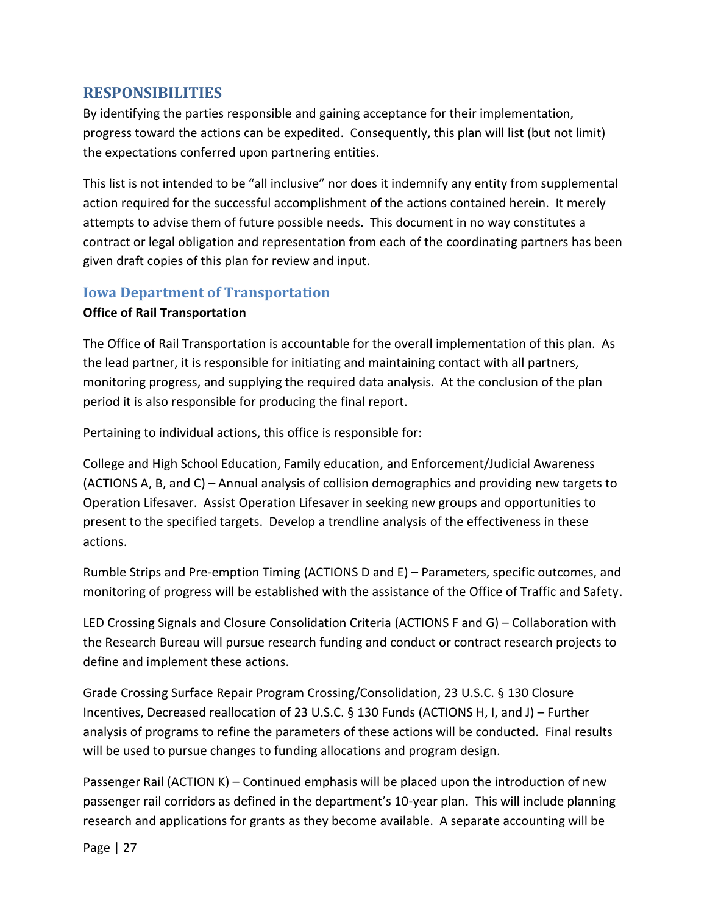## RESPONSIBILITIES

By identifying the parties responsible and gaining acceptance for their implementation, progress toward the actions can be expedited. Consequently, this plan will list (but not limit) the expectations conferred upon partnering entities.

This list is not intended to be "all inclusive" nor does it indemnify any entity from supplemental action required for the successful accomplishment of the actions contained herein. It merely attempts to advise them of future possible needs. This document in no way constitutes a contract or legal obligation and representation from each of the coordinating partners has been given draft copies of this plan for review and input.

### Iowa Department of Transportation

**Office of Rail Transportation**

The Office of Rail Transportation is accountable for the overall implementation of this plan. As the lead partner, it is responsible for initiating and maintaining contact with all partners, monitoring progress, and supplying the required data analysis. At the conclusion of the plan period it is also responsible for producing the final report.

Pertaining to individual actions, this office is responsible for:

College and High School Education, Family education, and Enforcement/Judicial Awareness (ACTIONS A, B, and C) – Annual analysis of collision demographics and providing new targets to Operation Lifesaver. Assist Operation Lifesaver in seeking new groups and opportunities to present to the specified targets. Develop a trendline analysis of the effectiveness in these actions.

Rumble Strips and Pre-emption Timing (ACTIONS D and E) – Parameters, specific outcomes, and monitoring of progress will be established with the assistance of the Office of Traffic and Safety.

LED Crossing Signals and Closure Consolidation Criteria (ACTIONS F and G) – Collaboration with the Research Bureau will pursue research funding and conduct or contract research projects to define and implement these actions.

Grade Crossing Surface Repair Program Crossing/Consolidation, 23 U.S.C. § 130 Closure Incentives, Decreased reallocation of 23 U.S.C. § 130 Funds (ACTIONS H, I, and J) – Further analysis of programs to refine the parameters of these actions will be conducted. Final results will be used to pursue changes to funding allocations and program design.

Passenger Rail (ACTION K) – Continued emphasis will be placed upon the introduction of new passenger rail corridors as defined in the department's 10-year plan. This will include planning research and applications for grants as they become available. A separate accounting will be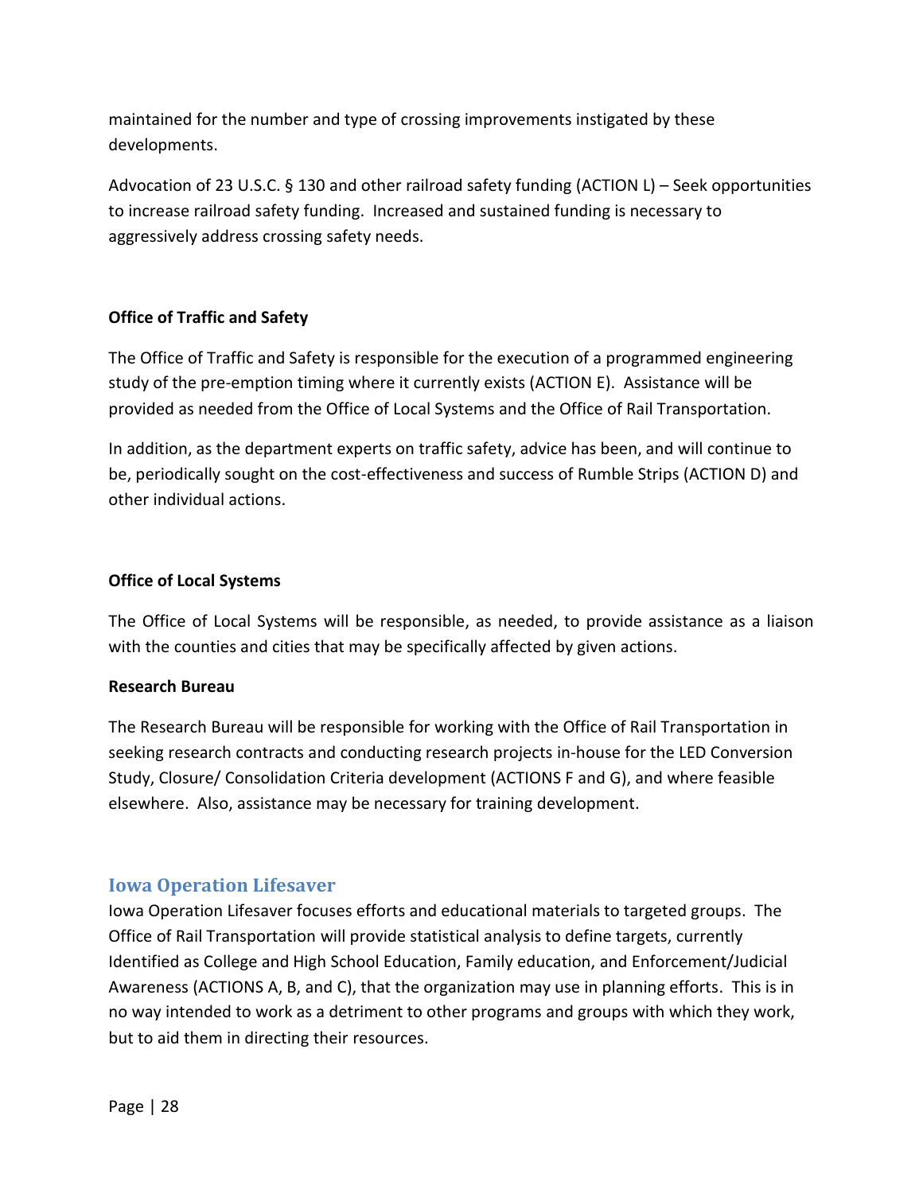maintained for the number and type of crossing improvements instigated by these developments.

Advocation of 23 U.S.C. § 130 and other railroad safety funding (ACTION L) – Seek opportunities to increase railroad safety funding. Increased and sustained funding is necessary to aggressively address crossing safety needs.

**Office of Traffic and Safety**

The Office of Traffic and Safety is responsible for the execution of a programmed engineering study of the pre-emption timing where it currently exists (ACTION E). Assistance will be provided as needed from the Office of Local Systems and the Office of Rail Transportation.

In addition, as the department experts on traffic safety, advice has been, and will continue to be, periodically sought on the cost-effectiveness and success of Rumble Strips (ACTION D) and other individual actions.

**Office of Local Systems**

The Office of Local Systems will be responsible, as needed, to provide assistance as a liaison with the counties and cities that may be specifically affected by given actions.

**Research Bureau**

The Research Bureau will be responsible for working with the Office of Rail Transportation in seeking research contracts and conducting research projects in-house for the LED Conversion Study, Closure/ Consolidation Criteria development (ACTIONS F and G), and where feasible elsewhere. Also, assistance may be necessary for training development.

## Iowa Operation Lifesaver

Iowa Operation Lifesaver focuses efforts and educational materials to targeted groups. The Office of Rail Transportation will provide statistical analysis to define targets, currently Identified as College and High School Education, Family education, and Enforcement/Judicial Awareness (ACTIONS A, B, and C), that the organization may use in planning efforts. This is in no way intended to work as a detriment to other programs and groups with which they work, but to aid them in directing their resources.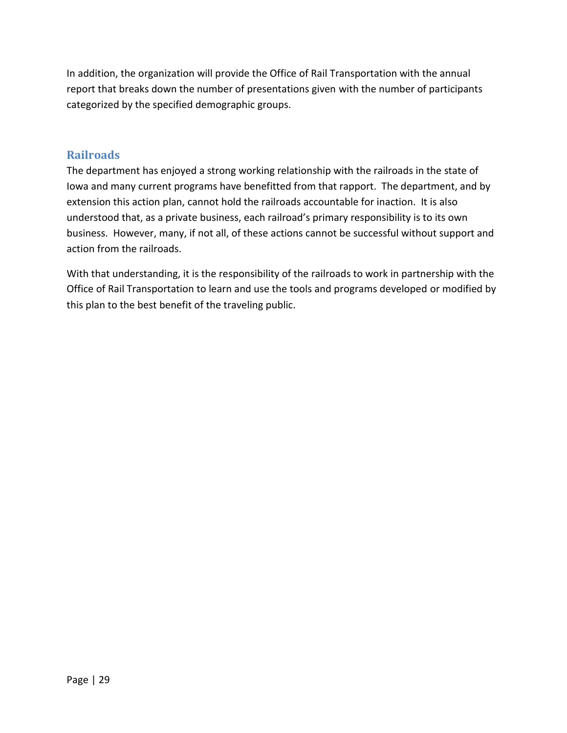In addition, the organization will provide the Office of Rail Transportation with the annual report that breaks down the number of presentations given with the number of participants categorized by the specified demographic groups.

## Railroads

The department has enjoyed a strong working relationship with the railroads in the state of Iowa and many current programs have benefitted from that rapport. The department, and by extension this action plan, cannot hold the railroads accountable for inaction. It is also understood that, as a private business, each railroad's primary responsibility is to its own business. However, many, if not all, of these actions cannot be successful without support and action from the railroads.

With that understanding, it is the responsibility of the railroads to work in partnership with the Office of Rail Transportation to learn and use the tools and programs developed or modified by this plan to the best benefit of the traveling public.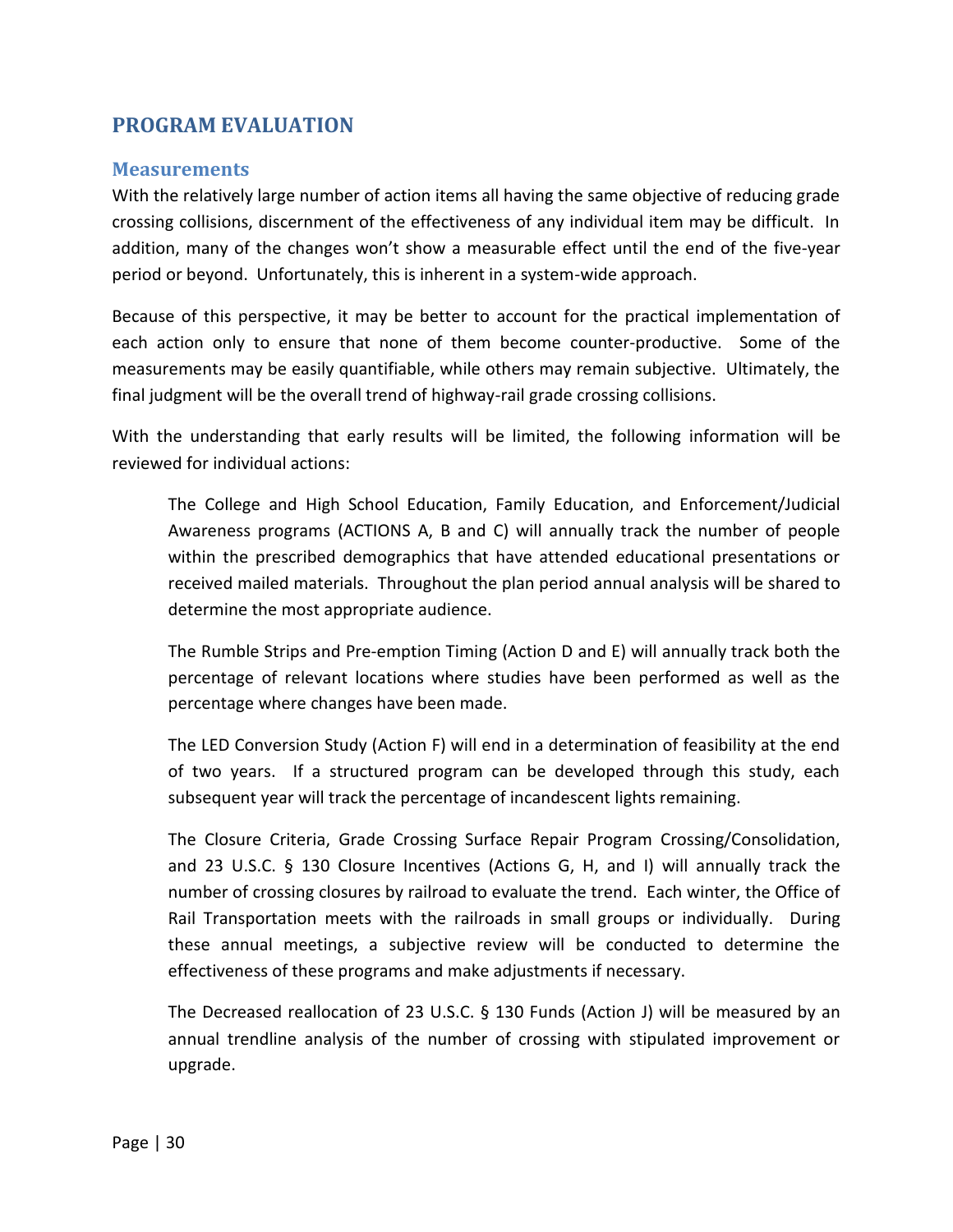## PROGRAM EVALUATION

### Measurements

With the relatively large number of action items all having the same objective of reducing grade crossing collisions, discernment of the effectiveness of any individual item may be difficult. In addition, many of the changes won't show a measurable effect until the end of the five-year period or beyond. Unfortunately, this is inherent in a system-wide approach.

Because of this perspective, it may be better to account for the practical implementation of each action only to ensure that none of them become counter-productive. Some of the measurements may be easily quantifiable, while others may remain subjective. Ultimately, the final judgment will be the overall trend of highway-rail grade crossing collisions.

With the understanding that early results will be limited, the following information will be reviewed for individual actions:

> The College and High School Education, Family Education, and Enforcement/Judicial Awareness programs (ACTIONS A, B and C) will annually track the number of people within the prescribed demographics that have attended educational presentations or received mailed materials. Throughout the plan period annual analysis will be shared to determine the most appropriate audience.
>
> The Rumble Strips and Pre-emption Timing (Action D and E) will annually track both the percentage of relevant locations where studies have been performed as well as the percentage where changes have been made.
>
> The LED Conversion Study (Action F) will end in a determination of feasibility at the end of two years. If a structured program can be developed through this study, each subsequent year will track the percentage of incandescent lights remaining.
>
> The Closure Criteria, Grade Crossing Surface Repair Program Crossing/Consolidation, and 23 U.S.C. § 130 Closure Incentives (Actions G, H, and I) will annually track the number of crossing closures by railroad to evaluate the trend. Each winter, the Office of Rail Transportation meets with the railroads in small groups or individually. During these annual meetings, a subjective review will be conducted to determine the effectiveness of these programs and make adjustments if necessary.
>
> The Decreased reallocation of 23 U.S.C. § 130 Funds (Action J) will be measured by an annual trendline analysis of the number of crossing with stipulated improvement or upgrade.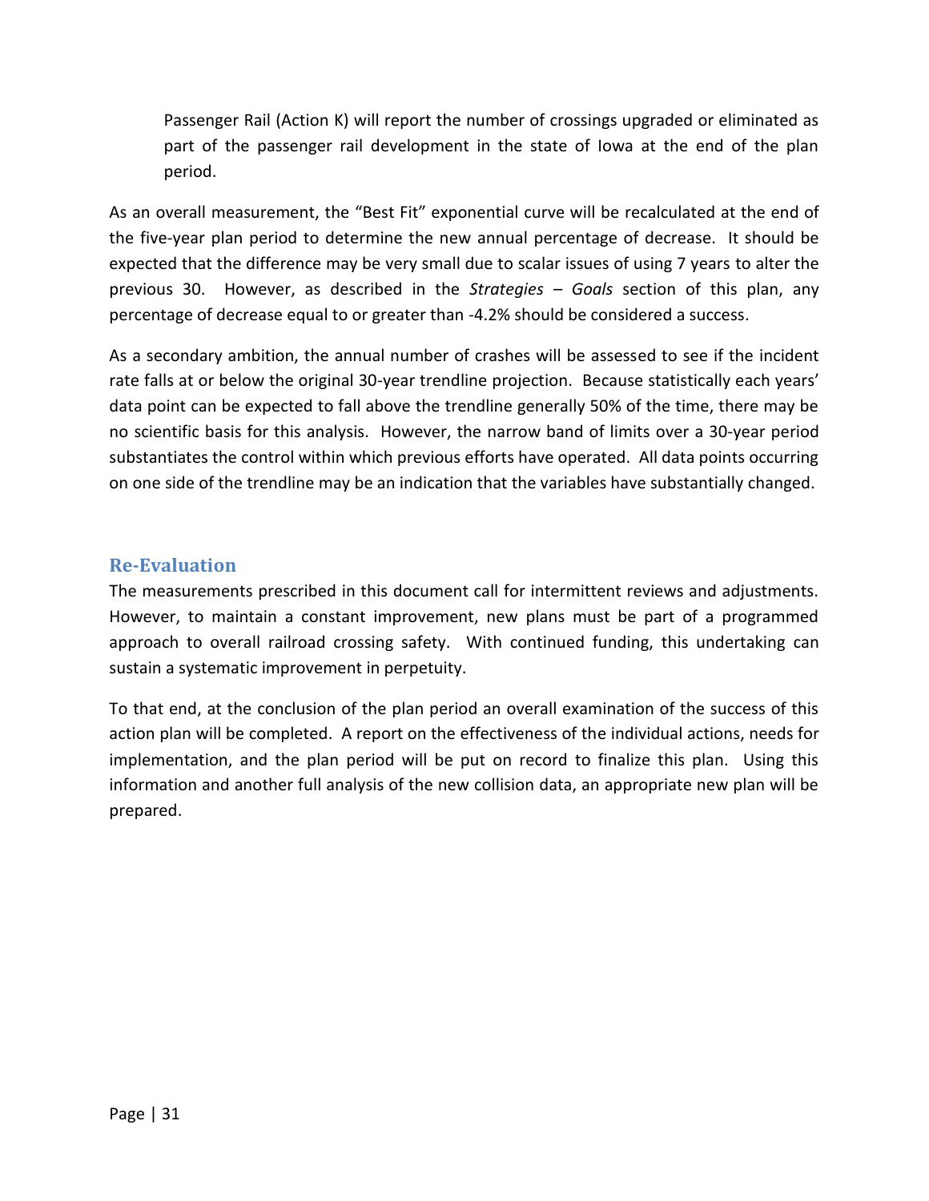Passenger Rail (Action K) will report the number of crossings upgraded or eliminated as part of the passenger rail development in the state of Iowa at the end of the plan period.

As an overall measurement, the "Best Fit" exponential curve will be recalculated at the end of the five-year plan period to determine the new annual percentage of decrease. It should be expected that the difference may be very small due to scalar issues of using 7 years to alter the previous 30. However, as described in the *Strategies – Goals* section of this plan, any percentage of decrease equal to or greater than -4.2% should be considered a success.

As a secondary ambition, the annual number of crashes will be assessed to see if the incident rate falls at or below the original 30-year trendline projection. Because statistically each years' data point can be expected to fall above the trendline generally 50% of the time, there may be no scientific basis for this analysis. However, the narrow band of limits over a 30-year period substantiates the control within which previous efforts have operated. All data points occurring on one side of the trendline may be an indication that the variables have substantially changed.

## Re-Evaluation

The measurements prescribed in this document call for intermittent reviews and adjustments. However, to maintain a constant improvement, new plans must be part of a programmed approach to overall railroad crossing safety. With continued funding, this undertaking can sustain a systematic improvement in perpetuity.

To that end, at the conclusion of the plan period an overall examination of the success of this action plan will be completed. A report on the effectiveness of the individual actions, needs for implementation, and the plan period will be put on record to finalize this plan. Using this information and another full analysis of the new collision data, an appropriate new plan will be prepared.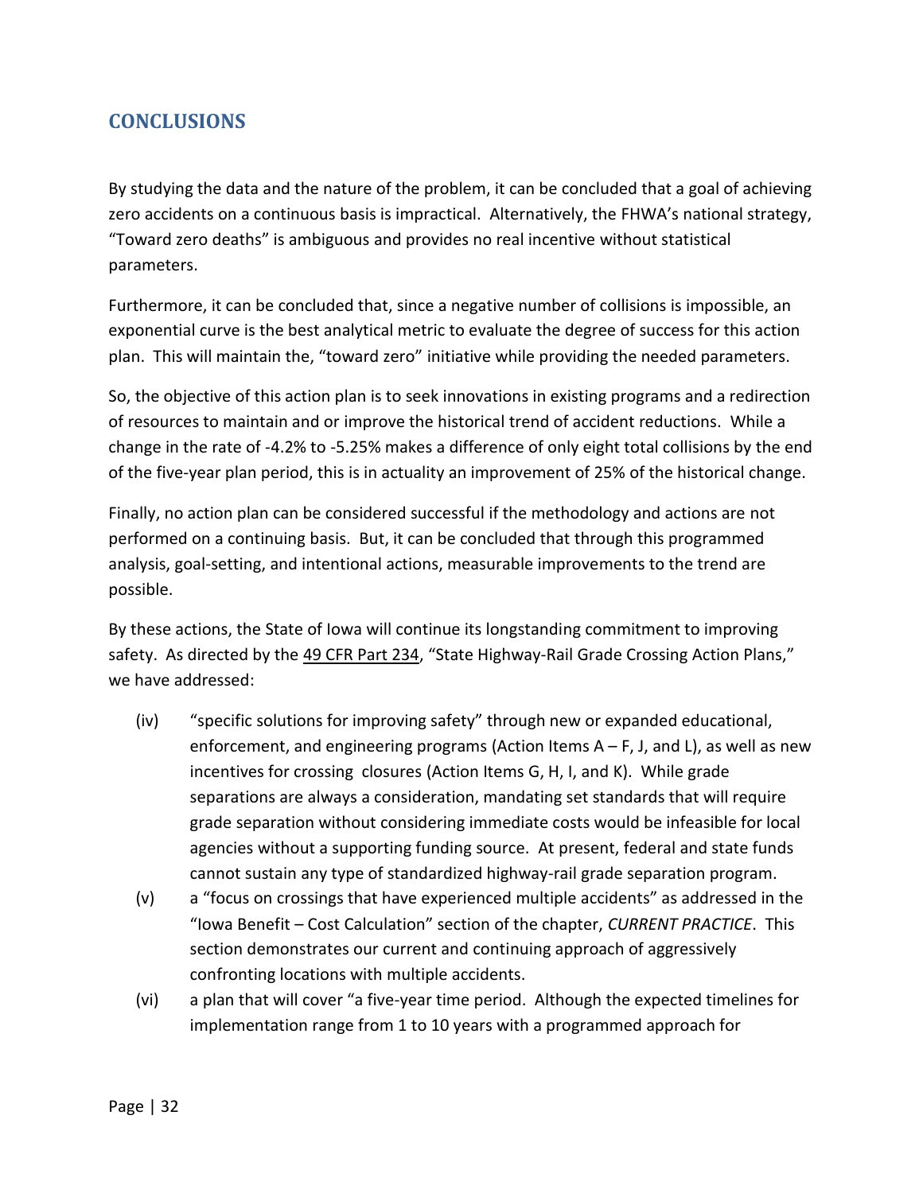## CONCLUSIONS

By studying the data and the nature of the problem, it can be concluded that a goal of achieving zero accidents on a continuous basis is impractical. Alternatively, the FHWA's national strategy, "Toward zero deaths" is ambiguous and provides no real incentive without statistical parameters.

Furthermore, it can be concluded that, since a negative number of collisions is impossible, an exponential curve is the best analytical metric to evaluate the degree of success for this action plan. This will maintain the, "toward zero" initiative while providing the needed parameters.

So, the objective of this action plan is to seek innovations in existing programs and a redirection of resources to maintain and or improve the historical trend of accident reductions. While a change in the rate of -4.2% to -5.25% makes a difference of only eight total collisions by the end of the five-year plan period, this is in actuality an improvement of 25% of the historical change.

Finally, no action plan can be considered successful if the methodology and actions are not performed on a continuing basis. But, it can be concluded that through this programmed analysis, goal-setting, and intentional actions, measurable improvements to the trend are possible.

By these actions, the State of Iowa will continue its longstanding commitment to improving safety. As directed by the 49 CFR Part 234, "State Highway-Rail Grade Crossing Action Plans," we have addressed:

(iv) "specific solutions for improving safety" through new or expanded educational, enforcement, and engineering programs (Action Items A – F, J, and L), as well as new incentives for crossing closures (Action Items G, H, I, and K). While grade separations are always a consideration, mandating set standards that will require grade separation without considering immediate costs would be infeasible for local agencies without a supporting funding source. At present, federal and state funds cannot sustain any type of standardized highway-rail grade separation program.

(v) a "focus on crossings that have experienced multiple accidents" as addressed in the "Iowa Benefit – Cost Calculation" section of the chapter, *CURRENT PRACTICE*. This section demonstrates our current and continuing approach of aggressively confronting locations with multiple accidents.

(vi) a plan that will cover "a five-year time period. Although the expected timelines for implementation range from 1 to 10 years with a programmed approach for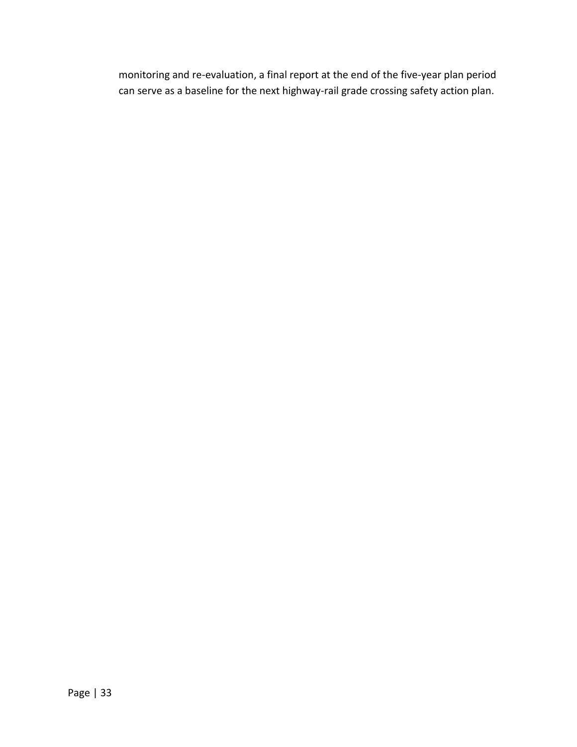monitoring and re-evaluation, a final report at the end of the five-year plan period can serve as a baseline for the next highway-rail grade crossing safety action plan.